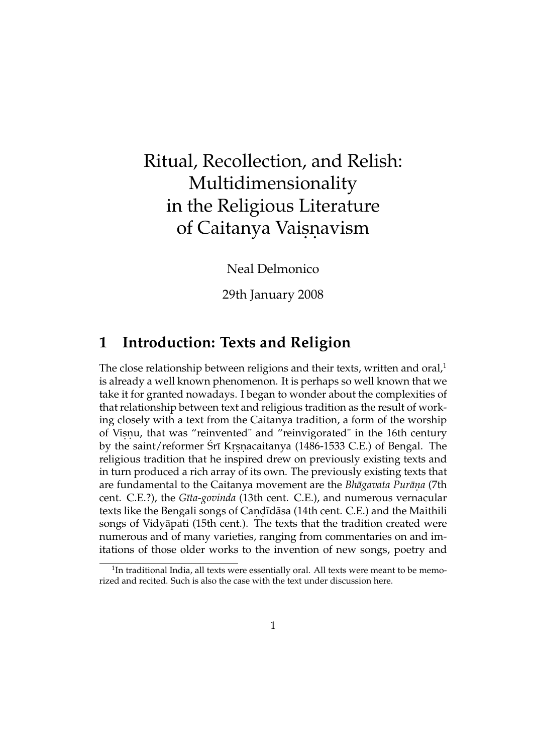# Ritual, Recollection, and Relish: Multidimensionality in the Religious Literature of Caitanya Vaiṣṇavism

Neal Delmonico

29th January 2008

## 1 Introduction: Texts and Religion

The close relationship between religions and their texts, written and oral,[1] is already a well known phenomenon. It is perhaps so well known that we take it for granted nowadays. I began to wonder about the complexities of that relationship between text and religious tradition as the result of working closely with a text from the Caitanya tradition, a form of the worship of Viṣṇu, that was "reinvented" and "reinvigorated" in the 16th century by the saint/reformer Śrī Kṛṣṇacaitanya (1486-1533 C.E.) of Bengal. The religious tradition that he inspired drew on previously existing texts and in turn produced a rich array of its own. The previously existing texts that are fundamental to the Caitanya movement are the *Bhāgavata Purāṇa* (7th cent. C.E.?), the *Gīta-govinda* (13th cent. C.E.), and numerous vernacular texts like the Bengali songs of Caṇḍīdāsa (14th cent. C.E.) and the Maithili songs of Vidyāpati (15th cent.). The texts that the tradition created were numerous and of many varieties, ranging from commentaries on and imitations of those older works to the invention of new songs, poetry and

[1] In traditional India, all texts were essentially oral. All texts were meant to be memorized and recited. Such is also the case with the text under discussion here.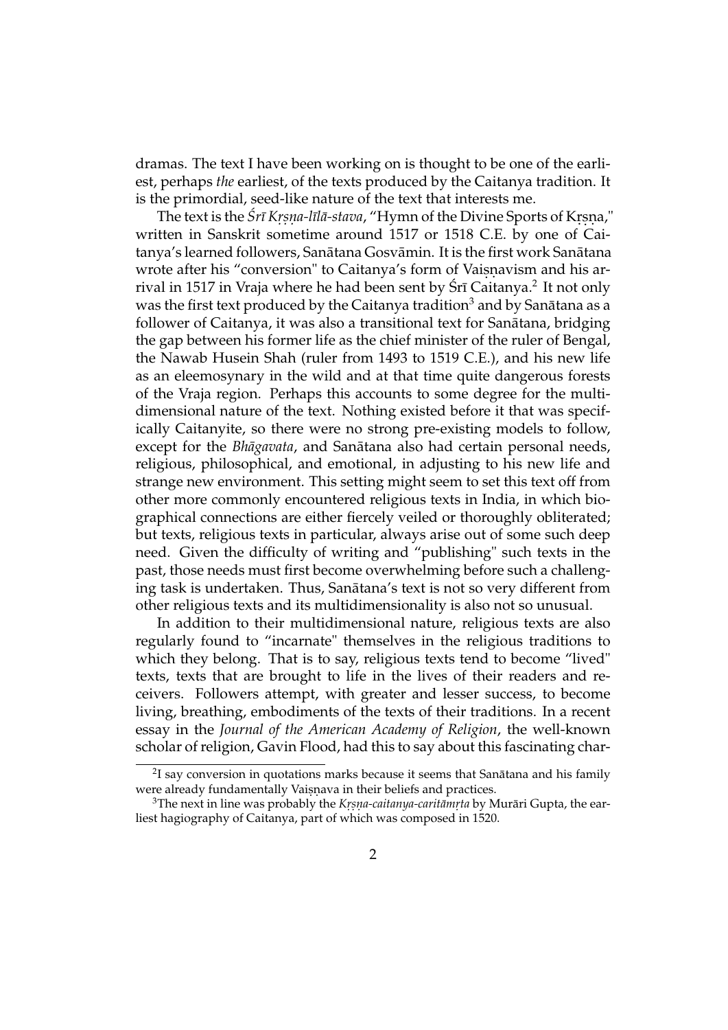dramas. The text I have been working on is thought to be one of the earliest, perhaps *the* earliest, of the texts produced by the Caitanya tradition. It is the primordial, seed-like nature of the text that interests me.

The text is the *Śrī Kṛṣṇa-līlā-stava*, "Hymn of the Divine Sports of Kṛṣṇa," written in Sanskrit sometime around 1517 or 1518 C.E. by one of Caitanya's learned followers, Sanātana Gosvāmin. It is the first work Sanātana wrote after his "conversion" to Caitanya's form of Vaiṣṇavism and his arrival in 1517 in Vraja where he had been sent by Śrī Caitanya.[2] It not only was the first text produced by the Caitanya tradition[3] and by Sanātana as a follower of Caitanya, it was also a transitional text for Sanātana, bridging the gap between his former life as the chief minister of the ruler of Bengal, the Nawab Husein Shah (ruler from 1493 to 1519 C.E.), and his new life as an eleemosynary in the wild and at that time quite dangerous forests of the Vraja region. Perhaps this accounts to some degree for the multidimensional nature of the text. Nothing existed before it that was specifically Caitanyite, so there were no strong pre-existing models to follow, except for the *Bhāgavata*, and Sanātana also had certain personal needs, religious, philosophical, and emotional, in adjusting to his new life and strange new environment. This setting might seem to set this text off from other more commonly encountered religious texts in India, in which biographical connections are either fiercely veiled or thoroughly obliterated; but texts, religious texts in particular, always arise out of some such deep need. Given the difficulty of writing and "publishing" such texts in the past, those needs must first become overwhelming before such a challenging task is undertaken. Thus, Sanātana's text is not so very different from other religious texts and its multidimensionality is also not so unusual.

In addition to their multidimensional nature, religious texts are also regularly found to "incarnate" themselves in the religious traditions to which they belong. That is to say, religious texts tend to become "lived" texts, texts that are brought to life in the lives of their readers and receivers. Followers attempt, with greater and lesser success, to become living, breathing, embodiments of the texts of their traditions. In a recent essay in the *Journal of the American Academy of Religion*, the well-known scholar of religion, Gavin Flood, had this to say about this fascinating char-

---

[2] I say conversion in quotations marks because it seems that Sanātana and his family were already fundamentally Vaiṣṇava in their beliefs and practices.

[3] The next in line was probably the *Kṛṣṇa-caitanya-caritāmṛta* by Murāri Gupta, the earliest hagiography of Caitanya, part of which was composed in 1520.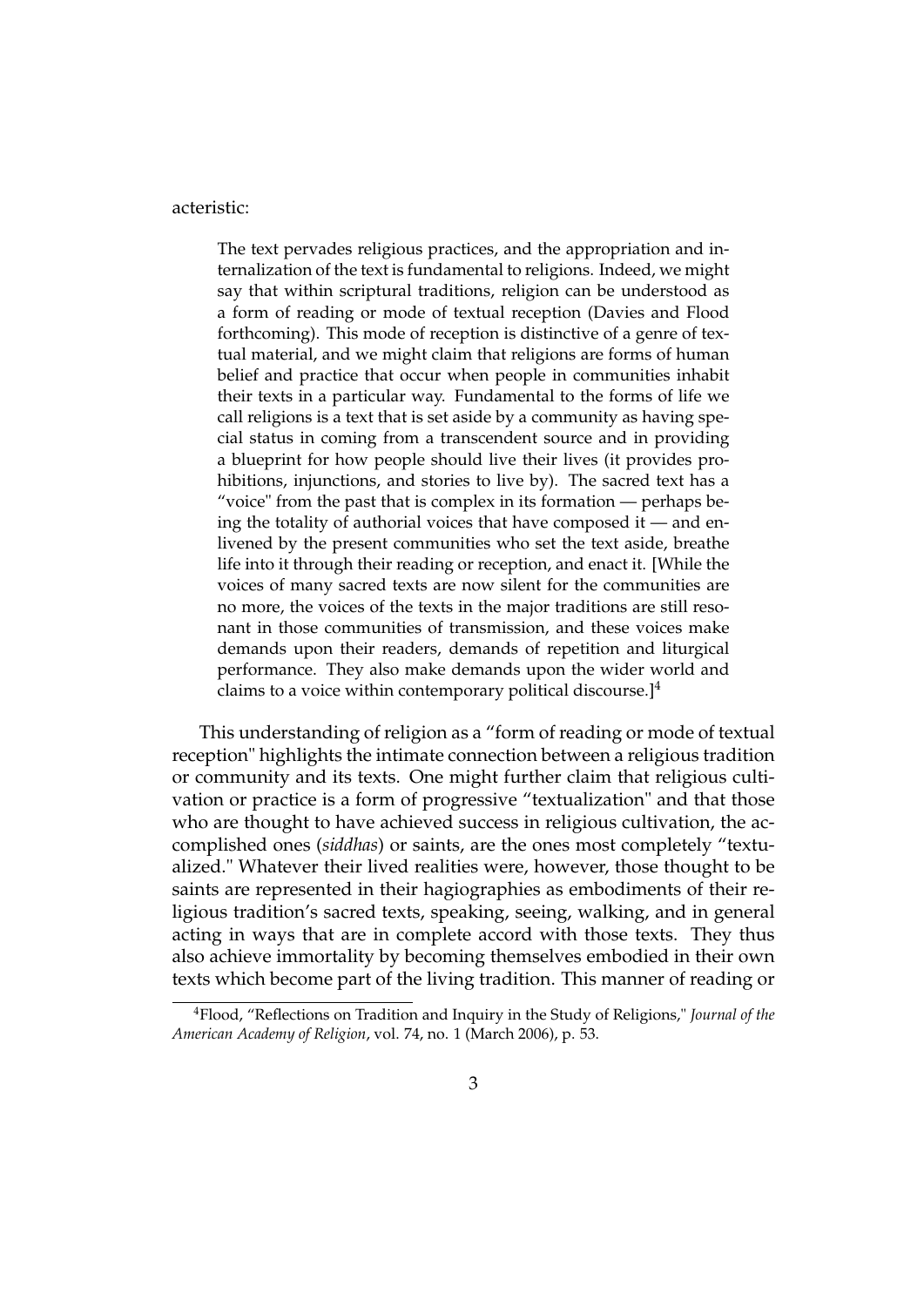acteristic:

> The text pervades religious practices, and the appropriation and internalization of the text is fundamental to religions. Indeed, we might say that within scriptural traditions, religion can be understood as a form of reading or mode of textual reception (Davies and Flood forthcoming). This mode of reception is distinctive of a genre of textual material, and we might claim that religions are forms of human belief and practice that occur when people in communities inhabit their texts in a particular way. Fundamental to the forms of life we call religions is a text that is set aside by a community as having special status in coming from a transcendent source and in providing a blueprint for how people should live their lives (it provides prohibitions, injunctions, and stories to live by). The sacred text has a "voice" from the past that is complex in its formation — perhaps being the totality of authorial voices that have composed it — and enlivened by the present communities who set the text aside, breathe life into it through their reading or reception, and enact it. [While the voices of many sacred texts are now silent for the communities are no more, the voices of the texts in the major traditions are still resonant in those communities of transmission, and these voices make demands upon their readers, demands of repetition and liturgical performance. They also make demands upon the wider world and claims to a voice within contemporary political discourse.][4]

This understanding of religion as a "form of reading or mode of textual reception" highlights the intimate connection between a religious tradition or community and its texts. One might further claim that religious cultivation or practice is a form of progressive "textualization" and that those who are thought to have achieved success in religious cultivation, the accomplished ones (*siddhas*) or saints, are the ones most completely "textualized." Whatever their lived realities were, however, those thought to be saints are represented in their hagiographies as embodiments of their religious tradition's sacred texts, speaking, seeing, walking, and in general acting in ways that are in complete accord with those texts. They thus also achieve immortality by becoming themselves embodied in their own texts which become part of the living tradition. This manner of reading or

[4] Flood, "Reflections on Tradition and Inquiry in the Study of Religions," *Journal of the American Academy of Religion*, vol. 74, no. 1 (March 2006), p. 53.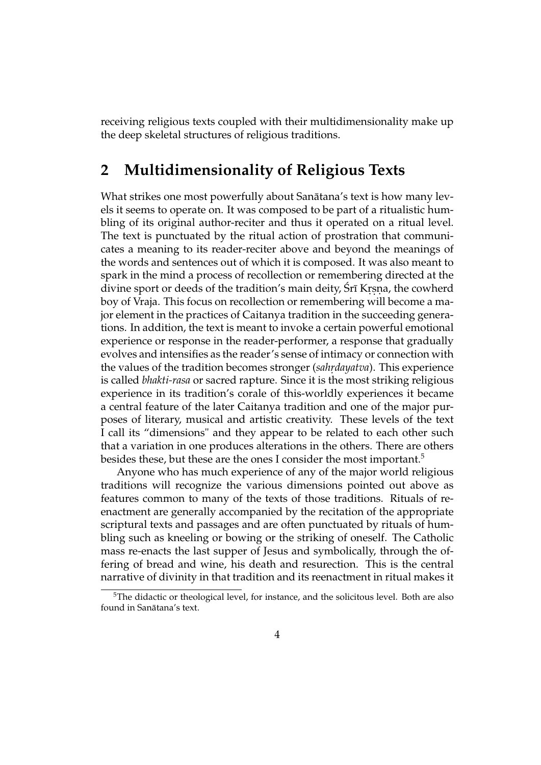receiving religious texts coupled with their multidimensionality make up the deep skeletal structures of religious traditions.

## 2 Multidimensionality of Religious Texts

What strikes one most powerfully about Sanātana's text is how many levels it seems to operate on. It was composed to be part of a ritualistic humbling of its original author-reciter and thus it operated on a ritual level. The text is punctuated by the ritual action of prostration that communicates a meaning to its reader-reciter above and beyond the meanings of the words and sentences out of which it is composed. It was also meant to spark in the mind a process of recollection or remembering directed at the divine sport or deeds of the tradition's main deity, Śrī Kṛṣṇa, the cowherd boy of Vraja. This focus on recollection or remembering will become a major element in the practices of Caitanya tradition in the succeeding generations. In addition, the text is meant to invoke a certain powerful emotional experience or response in the reader-performer, a response that gradually evolves and intensifies as the reader's sense of intimacy or connection with the values of the tradition becomes stronger (*sahṛdayatva*). This experience is called *bhakti-rasa* or sacred rapture. Since it is the most striking religious experience in its tradition's corale of this-worldly experiences it became a central feature of the later Caitanya tradition and one of the major purposes of literary, musical and artistic creativity. These levels of the text I call its "dimensions" and they appear to be related to each other such that a variation in one produces alterations in the others. There are others besides these, but these are the ones I consider the most important.[5]

Anyone who has much experience of any of the major world religious traditions will recognize the various dimensions pointed out above as features common to many of the texts of those traditions. Rituals of reenactment are generally accompanied by the recitation of the appropriate scriptural texts and passages and are often punctuated by rituals of humbling such as kneeling or bowing or the striking of oneself. The Catholic mass re-enacts the last supper of Jesus and symbolically, through the offering of bread and wine, his death and resurection. This is the central narrative of divinity in that tradition and its reenactment in ritual makes it

[5] The didactic or theological level, for instance, and the solicitous level. Both are also found in Sanātana's text.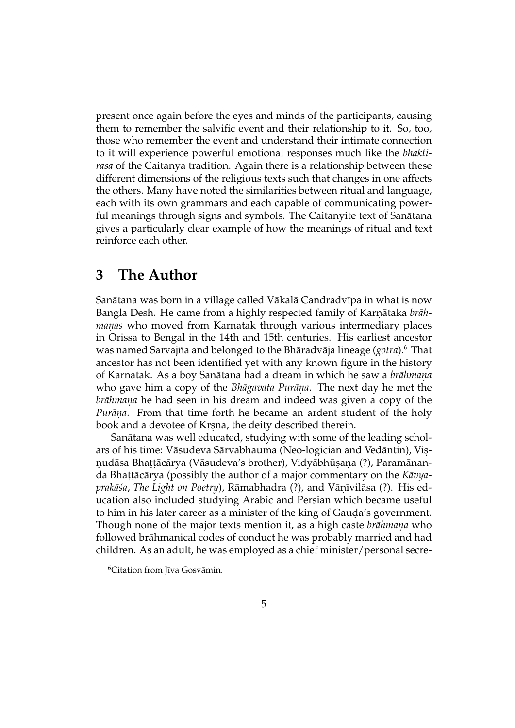present once again before the eyes and minds of the participants, causing them to remember the salvific event and their relationship to it. So, too, those who remember the event and understand their intimate connection to it will experience powerful emotional responses much like the *bhakti-rasa* of the Caitanya tradition. Again there is a relationship between these different dimensions of the religious texts such that changes in one affects the others. Many have noted the similarities between ritual and language, each with its own grammars and each capable of communicating powerful meanings through signs and symbols. The Caitanyite text of Sanātana gives a particularly clear example of how the meanings of ritual and text reinforce each other.

## 3 The Author

Sanātana was born in a village called Vākalā Candradvīpa in what is now Bangla Desh. He came from a highly respected family of Karṇātaka *brāhmaṇas* who moved from Karnatak through various intermediary places in Orissa to Bengal in the 14th and 15th centuries. His earliest ancestor was named Sarvajña and belonged to the Bhāradvāja lineage (*gotra*).[6] That ancestor has not been identified yet with any known figure in the history of Karnatak. As a boy Sanātana had a dream in which he saw a *brāhmaṇa* who gave him a copy of the *Bhāgavata Purāṇa*. The next day he met the *brāhmaṇa* he had seen in his dream and indeed was given a copy of the *Purāṇa*. From that time forth he became an ardent student of the holy book and a devotee of Kṛṣṇa, the deity described therein.

Sanātana was well educated, studying with some of the leading scholars of his time: Vāsudeva Sārvabhauma (Neo-logician and Vedāntin), Viṣṇudāsa Bhaṭṭācārya (Vāsudeva's brother), Vidyābhūṣaṇa (?), Paramānanda Bhaṭṭācārya (possibly the author of a major commentary on the *Kāvyaprakāśa*, *The Light on Poetry*), Rāmabhadra (?), and Vāṇīvilāsa (?). His education also included studying Arabic and Persian which became useful to him in his later career as a minister of the king of Gauḍa's government. Though none of the major texts mention it, as a high caste *brāhmaṇa* who followed brāhmanical codes of conduct he was probably married and had children. As an adult, he was employed as a chief minister/personal secre-

[6] Citation from Jīva Gosvāmin.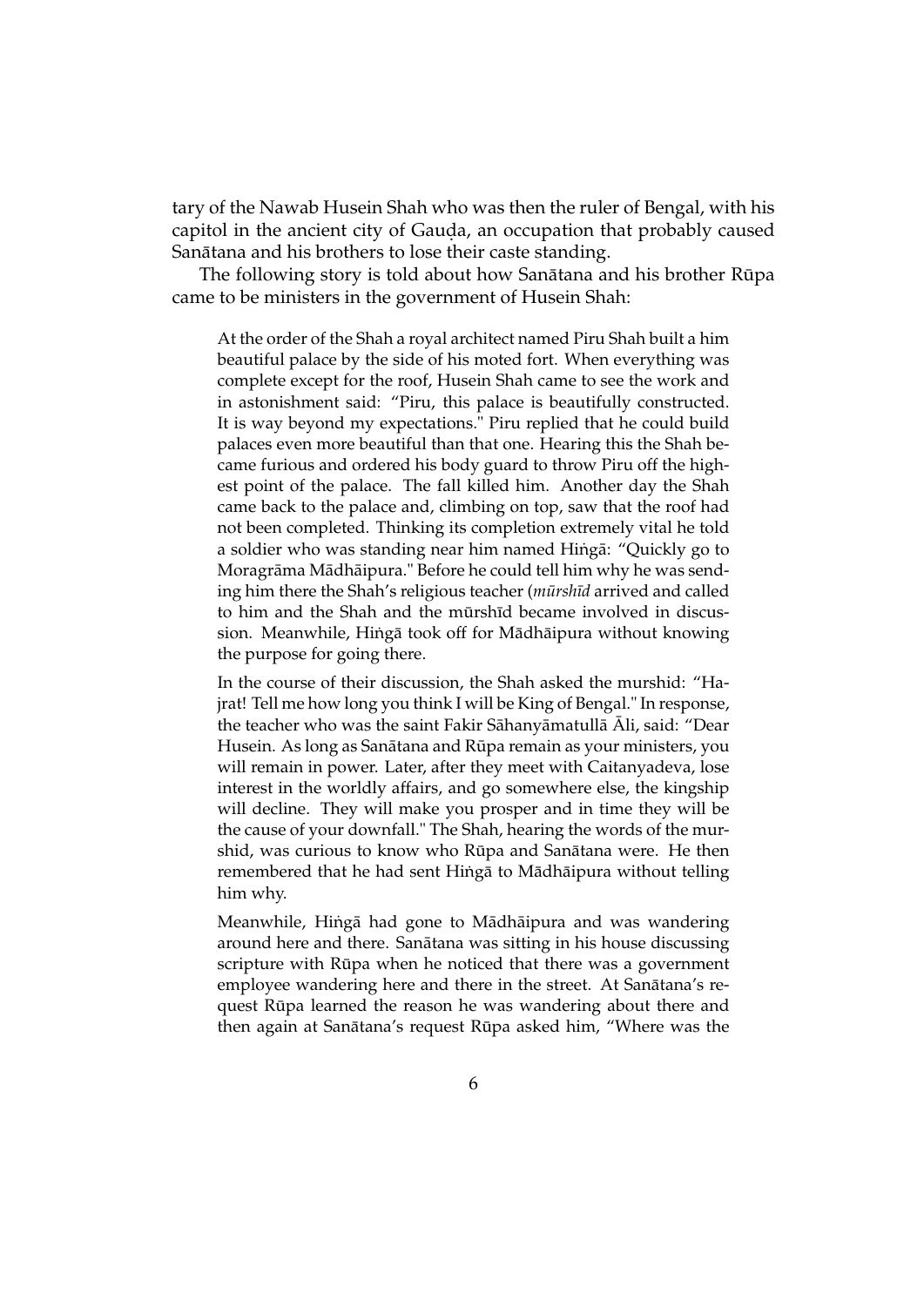tary of the Nawab Husein Shah who was then the ruler of Bengal, with his capitol in the ancient city of Gauḍa, an occupation that probably caused Sanātana and his brothers to lose their caste standing.

The following story is told about how Sanātana and his brother Rūpa came to be ministers in the government of Husein Shah:

> At the order of the Shah a royal architect named Piru Shah built a him beautiful palace by the side of his moted fort. When everything was complete except for the roof, Husein Shah came to see the work and in astonishment said: "Piru, this palace is beautifully constructed. It is way beyond my expectations." Piru replied that he could build palaces even more beautiful than that one. Hearing this the Shah became furious and ordered his body guard to throw Piru off the highest point of the palace. The fall killed him. Another day the Shah came back to the palace and, climbing on top, saw that the roof had not been completed. Thinking its completion extremely vital he told a soldier who was standing near him named Hiṅgā: "Quickly go to Moragrāma Mādhāipura." Before he could tell him why he was sending him there the Shah's religious teacher (*mūrshīd* arrived and called to him and the Shah and the mūrshīd became involved in discussion. Meanwhile, Hiṅgā took off for Mādhāipura without knowing the purpose for going there.
>
> In the course of their discussion, the Shah asked the murshid: "Hajrat! Tell me how long you think I will be King of Bengal." In response, the teacher who was the saint Fakir Sāhanyāmatullā Āli, said: "Dear Husein. As long as Sanātana and Rūpa remain as your ministers, you will remain in power. Later, after they meet with Caitanyadeva, lose interest in the worldly affairs, and go somewhere else, the kingship will decline. They will make you prosper and in time they will be the cause of your downfall." The Shah, hearing the words of the murshid, was curious to know who Rūpa and Sanātana were. He then remembered that he had sent Hiṅgā to Mādhāipura without telling him why.
>
> Meanwhile, Hiṅgā had gone to Mādhāipura and was wandering around here and there. Sanātana was sitting in his house discussing scripture with Rūpa when he noticed that there was a government employee wandering here and there in the street. At Sanātana's request Rūpa learned the reason he was wandering about there and then again at Sanātana's request Rūpa asked him, "Where was the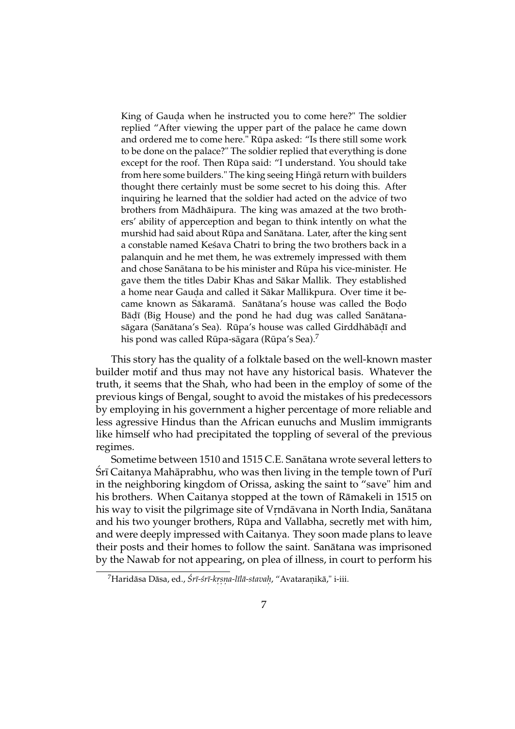> King of Gauḍa when he instructed you to come here?" The soldier replied "After viewing the upper part of the palace he came down and ordered me to come here." Rūpa asked: "Is there still some work to be done on the palace?" The soldier replied that everything is done except for the roof. Then Rūpa said: "I understand. You should take from here some builders." The king seeing Hiṅgā return with builders thought there certainly must be some secret to his doing this. After inquiring he learned that the soldier had acted on the advice of two brothers from Mādhāipura. The king was amazed at the two brothers' ability of apperception and began to think intently on what the murshid had said about Rūpa and Sanātana. Later, after the king sent a constable named Keśava Chatri to bring the two brothers back in a palanquin and he met them, he was extremely impressed with them and chose Sanātana to be his minister and Rūpa his vice-minister. He gave them the titles Dabir Khas and Sākar Mallik. They established a home near Gauḍa and called it Sākar Mallikpura. Over time it became known as Sākaramā. Sanātana's house was called the Boḍo Bāḍī (Big House) and the pond he had dug was called Sanātana-sāgara (Sanātana's Sea). Rūpa's house was called Girddhābāḍī and his pond was called Rūpa-sāgara (Rūpa's Sea).[7]

This story has the quality of a folktale based on the well-known master builder motif and thus may not have any historical basis. Whatever the truth, it seems that the Shah, who had been in the employ of some of the previous kings of Bengal, sought to avoid the mistakes of his predecessors by employing in his government a higher percentage of more reliable and less agressive Hindus than the African eunuchs and Muslim immigrants like himself who had precipitated the toppling of several of the previous regimes.

Sometime between 1510 and 1515 C.E. Sanātana wrote several letters to Śrī Caitanya Mahāprabhu, who was then living in the temple town of Purī in the neighboring kingdom of Orissa, asking the saint to "save" him and his brothers. When Caitanya stopped at the town of Rāmakeli in 1515 on his way to visit the pilgrimage site of Vṛndāvana in North India, Sanātana and his two younger brothers, Rūpa and Vallabha, secretly met with him, and were deeply impressed with Caitanya. They soon made plans to leave their posts and their homes to follow the saint. Sanātana was imprisoned by the Nawab for not appearing, on plea of illness, in court to perform his

---

[7] Haridāsa Dāsa, ed., *Śrī-śrī-kṛṣṇa-līlā-stavaḥ*, "Avataraṇikā," i-iii.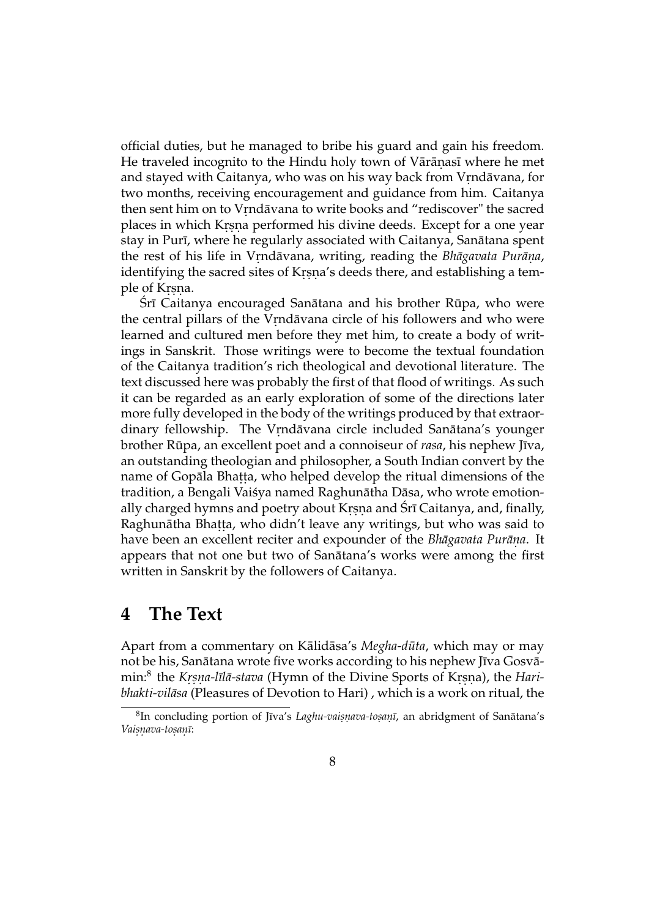official duties, but he managed to bribe his guard and gain his freedom. He traveled incognito to the Hindu holy town of Vārāṇasī where he met and stayed with Caitanya, who was on his way back from Vṛndāvana, for two months, receiving encouragement and guidance from him. Caitanya then sent him on to Vṛndāvana to write books and "rediscover" the sacred places in which Kṛṣṇa performed his divine deeds. Except for a one year stay in Purī, where he regularly associated with Caitanya, Sanātana spent the rest of his life in Vṛndāvana, writing, reading the *Bhāgavata Purāṇa*, identifying the sacred sites of Kṛṣṇa's deeds there, and establishing a temple of Kṛṣṇa.

Śrī Caitanya encouraged Sanātana and his brother Rūpa, who were the central pillars of the Vṛndāvana circle of his followers and who were learned and cultured men before they met him, to create a body of writings in Sanskrit. Those writings were to become the textual foundation of the Caitanya tradition's rich theological and devotional literature. The text discussed here was probably the first of that flood of writings. As such it can be regarded as an early exploration of some of the directions later more fully developed in the body of the writings produced by that extraordinary fellowship. The Vṛndāvana circle included Sanātana's younger brother Rūpa, an excellent poet and a connoiseur of *rasa*, his nephew Jīva, an outstanding theologian and philosopher, a South Indian convert by the name of Gopāla Bhaṭṭa, who helped develop the ritual dimensions of the tradition, a Bengali Vaiśya named Raghunātha Dāsa, who wrote emotionally charged hymns and poetry about Kṛṣṇa and Śrī Caitanya, and, finally, Raghunātha Bhaṭṭa, who didn't leave any writings, but who was said to have been an excellent reciter and expounder of the *Bhāgavata Purāṇa*. It appears that not one but two of Sanātana's works were among the first written in Sanskrit by the followers of Caitanya.

## 4 The Text

Apart from a commentary on Kālidāsa's *Megha-dūta*, which may or may not be his, Sanātana wrote five works according to his nephew Jīva Gosvāmin:[8] the *Kṛṣṇa-līlā-stava* (Hymn of the Divine Sports of Kṛṣṇa), the *Hari-bhakti-vilāsa* (Pleasures of Devotion to Hari) , which is a work on ritual, the

---

[8] In concluding portion of Jīva's *Laghu-vaiṣṇava-toṣaṇī*, an abridgment of Sanātana's *Vaiṣṇava-toṣaṇī*: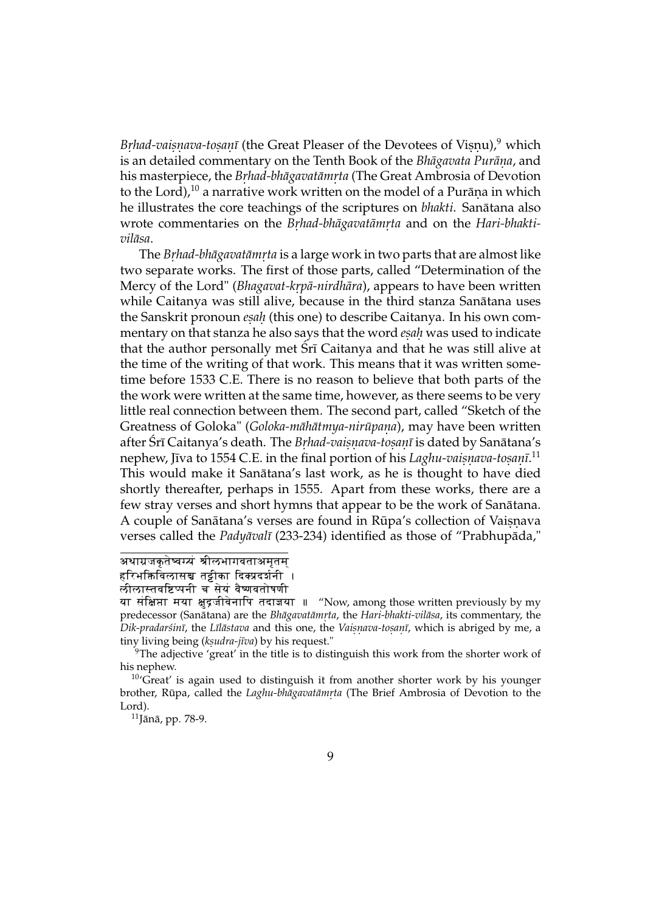*Bṛhad-vaiṣṇava-toṣaṇī* (the Great Pleaser of the Devotees of Viṣṇu),[9] which is an detailed commentary on the Tenth Book of the *Bhāgavata Purāṇa*, and his masterpiece, the *Bṛhad-bhāgavatāmṛta* (The Great Ambrosia of Devotion to the Lord),[10] a narrative work written on the model of a Purāṇa in which he illustrates the core teachings of the scriptures on *bhakti*. Sanātana also wrote commentaries on the *Bṛhad-bhāgavatāmṛta* and on the *Hari-bhakti-vilāsa*.

The *Bṛhad-bhāgavatāmṛta* is a large work in two parts that are almost like two separate works. The first of those parts, called "Determination of the Mercy of the Lord" (*Bhagavat-kṛpā-nirdhāra*), appears to have been written while Caitanya was still alive, because in the third stanza Sanātana uses the Sanskrit pronoun *eṣaḥ* (this one) to describe Caitanya. In his own commentary on that stanza he also says that the word *eṣaḥ* was used to indicate that the author personally met Śrī Caitanya and that he was still alive at the time of the writing of that work. This means that it was written sometime before 1533 C.E. There is no reason to believe that both parts of the the work were written at the same time, however, as there seems to be very little real connection between them. The second part, called "Sketch of the Greatness of Goloka" (*Goloka-māhātmya-nirūpaṇa*), may have been written after Śrī Caitanya's death. The *Bṛhad-vaiṣṇava-toṣaṇī* is dated by Sanātana's nephew, Jīva to 1554 C.E. in the final portion of his *Laghu-vaiṣṇava-toṣaṇī*.[11] This would make it Sanātana's last work, as he is thought to have died shortly thereafter, perhaps in 1555. Apart from these works, there are a few stray verses and short hymns that appear to be the work of Sanātana. A couple of Sanātana's verses are found in Rūpa's collection of Vaiṣṇava verses called the *Padyāvalī* (233-234) identified as those of "Prabhupāda,"

---

अथाग्रजकृतेष्वग्र्यं श्रीलभागवताअमृतम्
हरिभक्तिविलासश्च तट्टीका दिक्प्रदर्शनी ।
लीलास्तवष्टिप्पनी च सेयं वैष्णवतोषणी
या संक्षिप्ता मया क्षुद्रजीवेनापि तदाज्ञया ॥ "Now, among those written previously by my predecessor (Sanātana) are the *Bhāgavatāmṛta*, the *Hari-bhakti-vilāsa*, its commentary, the *Dik-pradarśinī*, the *Līlāstava* and this one, the *Vaiṣṇava-toṣaṇī*, which is abriged by me, a tiny living being (*kṣudra-jīva*) by his request."

[9] The adjective 'great' in the title is to distinguish this work from the shorter work of his nephew.

[10] 'Great' is again used to distinguish it from another shorter work by his younger brother, Rūpa, called the *Laghu-bhāgavatāmṛta* (The Brief Ambrosia of Devotion to the Lord).

[11] Jānā, pp. 78-9.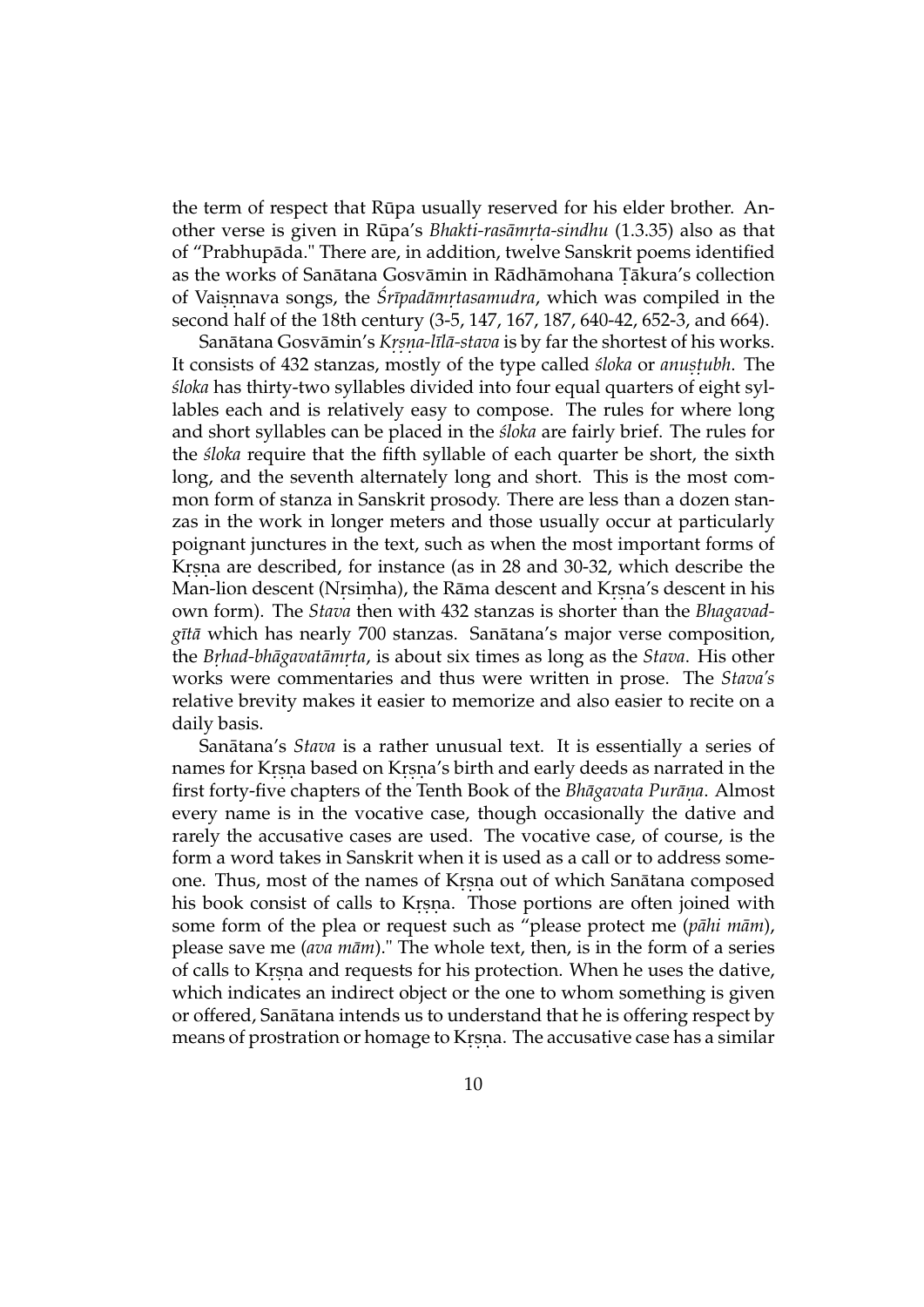the term of respect that Rūpa usually reserved for his elder brother. Another verse is given in Rūpa's *Bhakti-rasāmṛta-sindhu* (1.3.35) also as that of "Prabhupāda." There are, in addition, twelve Sanskrit poems identified as the works of Sanātana Gosvāmin in Rādhāmohana Ṭākura's collection of Vaiṣṇnava songs, the *Śrīpadāmṛtasamudra*, which was compiled in the second half of the 18th century (3-5, 147, 167, 187, 640-42, 652-3, and 664).

Sanātana Gosvāmin's *Kṛṣṇa-līlā-stava* is by far the shortest of his works. It consists of 432 stanzas, mostly of the type called *śloka* or *anuṣṭubh*. The *śloka* has thirty-two syllables divided into four equal quarters of eight syllables each and is relatively easy to compose. The rules for where long and short syllables can be placed in the *śloka* are fairly brief. The rules for the *śloka* require that the fifth syllable of each quarter be short, the sixth long, and the seventh alternately long and short. This is the most common form of stanza in Sanskrit prosody. There are less than a dozen stanzas in the work in longer meters and those usually occur at particularly poignant junctures in the text, such as when the most important forms of Kṛṣṇa are described, for instance (as in 28 and 30-32, which describe the Man-lion descent (Nṛsiṃha), the Rāma descent and Kṛṣṇa's descent in his own form). The *Stava* then with 432 stanzas is shorter than the *Bhagavadgītā* which has nearly 700 stanzas. Sanātana's major verse composition, the *Bṛhad-bhāgavatāmṛta*, is about six times as long as the *Stava*. His other works were commentaries and thus were written in prose. The *Stava's* relative brevity makes it easier to memorize and also easier to recite on a daily basis.

Sanātana's *Stava* is a rather unusual text. It is essentially a series of names for Kṛṣṇa based on Kṛṣṇa's birth and early deeds as narrated in the first forty-five chapters of the Tenth Book of the *Bhāgavata Purāṇa*. Almost every name is in the vocative case, though occasionally the dative and rarely the accusative cases are used. The vocative case, of course, is the form a word takes in Sanskrit when it is used as a call or to address someone. Thus, most of the names of Kṛṣṇa out of which Sanātana composed his book consist of calls to Kṛṣṇa. Those portions are often joined with some form of the plea or request such as "please protect me (*pāhi mām*), please save me (*ava mām*)." The whole text, then, is in the form of a series of calls to Kṛṣṇa and requests for his protection. When he uses the dative, which indicates an indirect object or the one to whom something is given or offered, Sanātana intends us to understand that he is offering respect by means of prostration or homage to Kṛṣṇa. The accusative case has a similar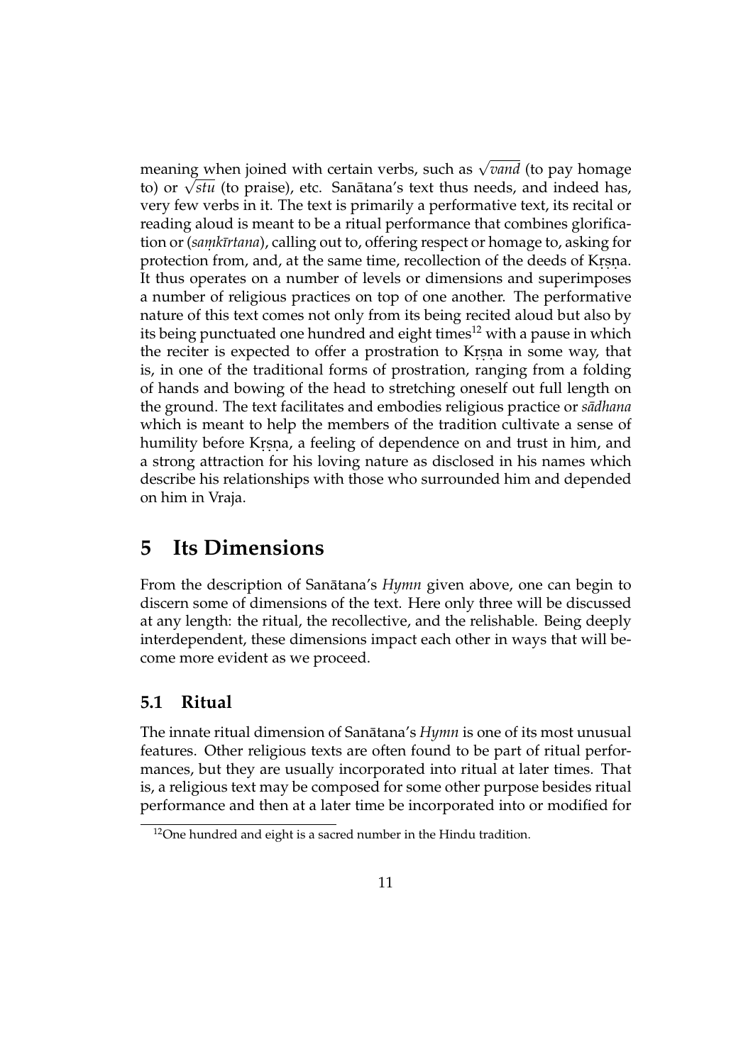meaning when joined with certain verbs, such as $\sqrt{vand}$ (to pay homage to) or $\sqrt{stu}$ (to praise), etc. Sanātana's text thus needs, and indeed has, very few verbs in it. The text is primarily a performative text, its recital or reading aloud is meant to be a ritual performance that combines glorification or (*saṃkīrtana*), calling out to, offering respect or homage to, asking for protection from, and, at the same time, recollection of the deeds of Kṛṣṇa. It thus operates on a number of levels or dimensions and superimposes a number of religious practices on top of one another. The performative nature of this text comes not only from its being recited aloud but also by its being punctuated one hundred and eight times[12] with a pause in which the reciter is expected to offer a prostration to Kṛṣṇa in some way, that is, in one of the traditional forms of prostration, ranging from a folding of hands and bowing of the head to stretching oneself out full length on the ground. The text facilitates and embodies religious practice or *sādhana* which is meant to help the members of the tradition cultivate a sense of humility before Kṛṣṇa, a feeling of dependence on and trust in him, and a strong attraction for his loving nature as disclosed in his names which describe his relationships with those who surrounded him and depended on him in Vraja.

# 5 Its Dimensions

From the description of Sanātana's *Hymn* given above, one can begin to discern some of dimensions of the text. Here only three will be discussed at any length: the ritual, the recollective, and the relishable. Being deeply interdependent, these dimensions impact each other in ways that will become more evident as we proceed.

## 5.1 Ritual

The innate ritual dimension of Sanātana's *Hymn* is one of its most unusual features. Other religious texts are often found to be part of ritual performances, but they are usually incorporated into ritual at later times. That is, a religious text may be composed for some other purpose besides ritual performance and then at a later time be incorporated into or modified for

[12] One hundred and eight is a sacred number in the Hindu tradition.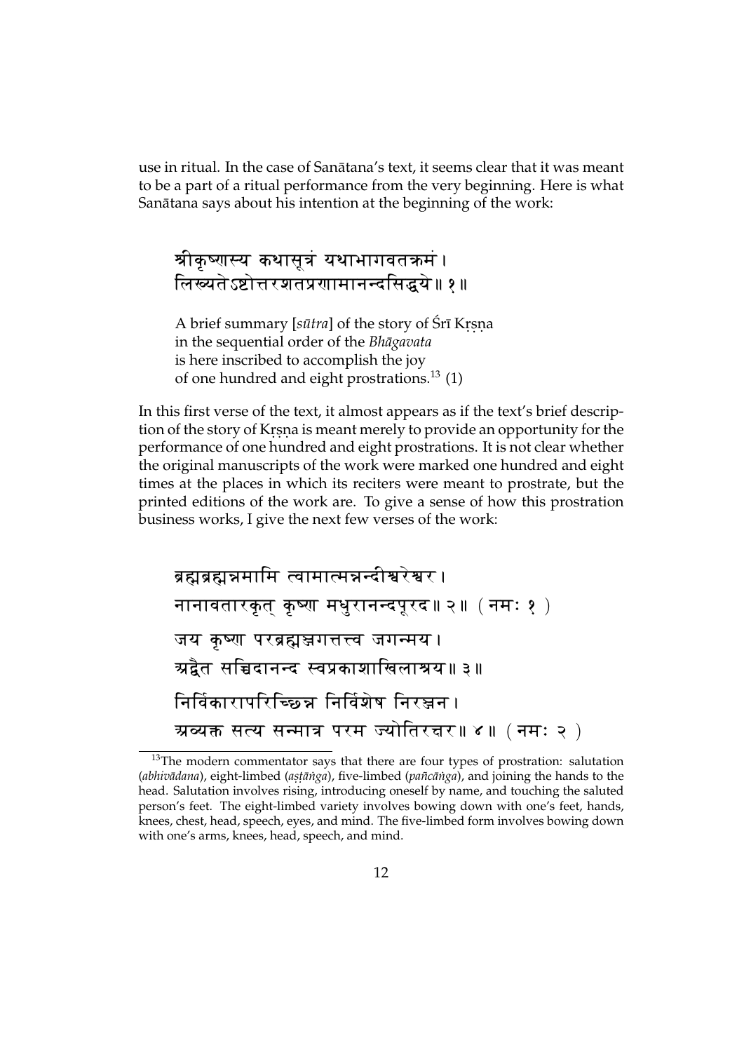use in ritual. In the case of Sanātana's text, it seems clear that it was meant to be a part of a ritual performance from the very beginning. Here is what Sanātana says about his intention at the beginning of the work:

> श्रीकृष्णस्य कथासूत्रं यथाभागवतक्रमं।
> लिख्यतेऽष्टोत्तरशतप्रणामानन्दसिद्धये॥ १॥
>
> A brief summary [*sūtra*] of the story of Śrī Kṛṣṇa
> in the sequential order of the *Bhāgavata*
> is here inscribed to accomplish the joy
> of one hundred and eight prostrations.[13] (1)

In this first verse of the text, it almost appears as if the text's brief description of the story of Kṛṣṇa is meant merely to provide an opportunity for the performance of one hundred and eight prostrations. It is not clear whether the original manuscripts of the work were marked one hundred and eight times at the places in which its reciters were meant to prostrate, but the printed editions of the work are. To give a sense of how this prostration business works, I give the next few verses of the work:

> ब्रह्मब्रह्मन्नमामि त्वामात्मन्नन्दीश्वरेश्वर।
> नानावतारकृत् कृष्ण मधुरानन्दपूरद॥ २॥ (नमः १)
> जय कृष्ण परब्रह्मञ्जगत्तत्त्व जगन्मय।
> अद्वैत सच्चिदानन्द स्वप्रकाशाखिलाश्रय॥ ३॥
> निर्विकारापरिच्छिन्न निर्विशेष निरञ्जन।
> अव्यक्त सत्य सन्मात्र परम ज्योतिरक्षर॥ ४॥ (नमः २)

[13] The modern commentator says that there are four types of prostration: salutation (*abhivādana*), eight-limbed (*aṣṭāṅga*), five-limbed (*pañcāṅga*), and joining the hands to the head. Salutation involves rising, introducing oneself by name, and touching the saluted person's feet. The eight-limbed variety involves bowing down with one's feet, hands, knees, chest, head, speech, eyes, and mind. The five-limbed form involves bowing down with one's arms, knees, head, speech, and mind.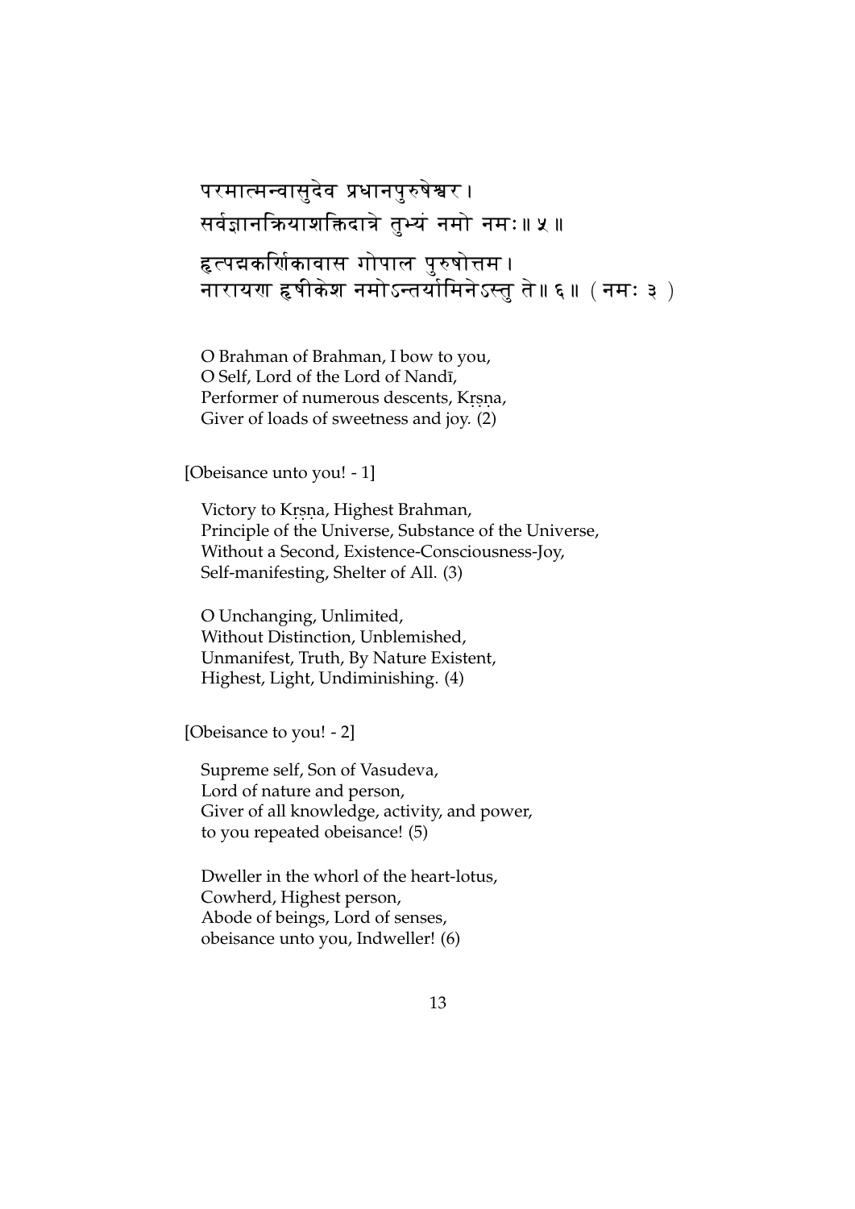परमात्मन्वासुदेव प्रधानपुरुषेश्वर ।
सर्वज्ञानक्रियाशक्तिदात्रे तुभ्यं नमो नमः ॥ ५ ॥

हृत्पद्मकर्णिकावास गोपाल पुरुषोत्तम ।
नारायण हृषीकेश नमोऽन्तर्यामिनेऽस्तु ते ॥ ६ ॥ ( नमः ३ )

O Brahman of Brahman, I bow to you,
O Self, Lord of the Lord of Nandī,
Performer of numerous descents, Kṛṣṇa,
Giver of loads of sweetness and joy. (2)

[Obeisance unto you! - 1]

Victory to Kṛṣṇa, Highest Brahman,
Principle of the Universe, Substance of the Universe,
Without a Second, Existence-Consciousness-Joy,
Self-manifesting, Shelter of All. (3)

O Unchanging, Unlimited,
Without Distinction, Unblemished,
Unmanifest, Truth, By Nature Existent,
Highest, Light, Undiminishing. (4)

[Obeisance to you! - 2]

Supreme self, Son of Vasudeva,
Lord of nature and person,
Giver of all knowledge, activity, and power,
to you repeated obeisance! (5)

Dweller in the whorl of the heart-lotus,
Cowherd, Highest person,
Abode of beings, Lord of senses,
obeisance unto you, Indweller! (6)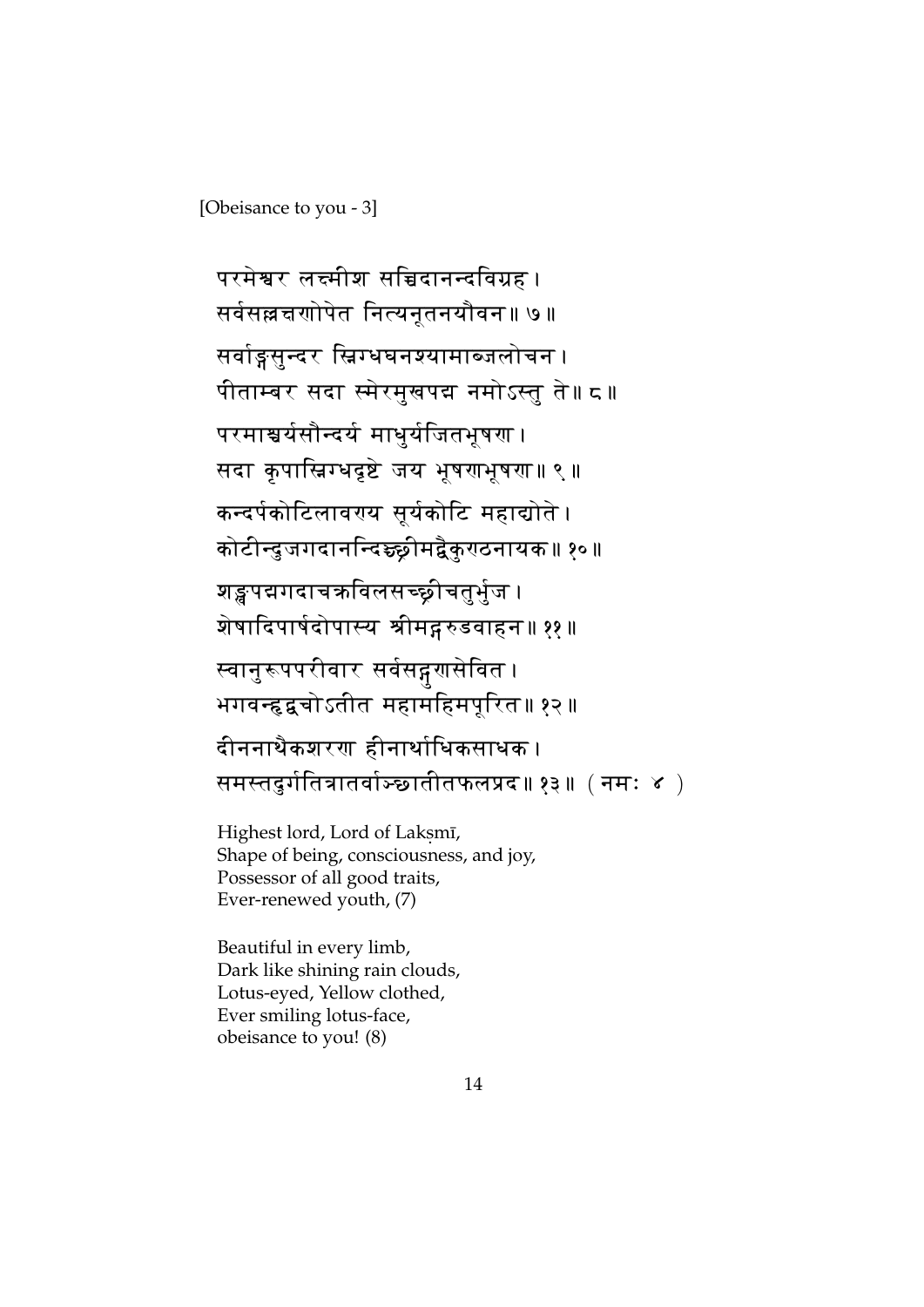[Obeisance to you - 3]

परमेश्वर लक्ष्मीश सच्चिदानन्दविग्रह।
सर्वसल्लक्षणोपेत नित्यनूतनयौवन॥ ७॥

सर्वाङ्गसुन्दर स्निग्धघनश्यामाब्जलोचन।
पीताम्बर सदा स्मेरमुखपद्म नमोऽस्तु ते॥ ८॥

परमाश्चर्यसौन्दर्य माधुर्यजितभूषण।
सदा कृपास्निग्धदृष्टे जय भूषणभूषण॥ ९॥

कन्दर्पकोटिलावण्य सूर्यकोटि महाद्योते।
कोटीन्दुजगदानन्दिश्च्छ्रीमद्वैकुण्ठनायक॥ १०॥

शङ्खपद्मगदाचक्रविलसच्छ्रीचतुर्भुज।
शेषादिपार्षदोपास्य श्रीमद्गरुडवाहन॥ ११॥

स्वानुरूपपरीवार सर्वसद्गुणसेवित।
भगवन्हृद्वचोऽतीत महामहिमपूरित॥ १२॥

दीननाथैकशरण हीनार्थाधिकसाधक।
समस्तदुर्गतित्रातर्वाञ्छातीतफलप्रद॥ १३॥ ( नमः ४ )

Highest lord, Lord of Lakṣmī,
Shape of being, consciousness, and joy,
Possessor of all good traits,
Ever-renewed youth, (7)

Beautiful in every limb,
Dark like shining rain clouds,
Lotus-eyed, Yellow clothed,
Ever smiling lotus-face,
obeisance to you! (8)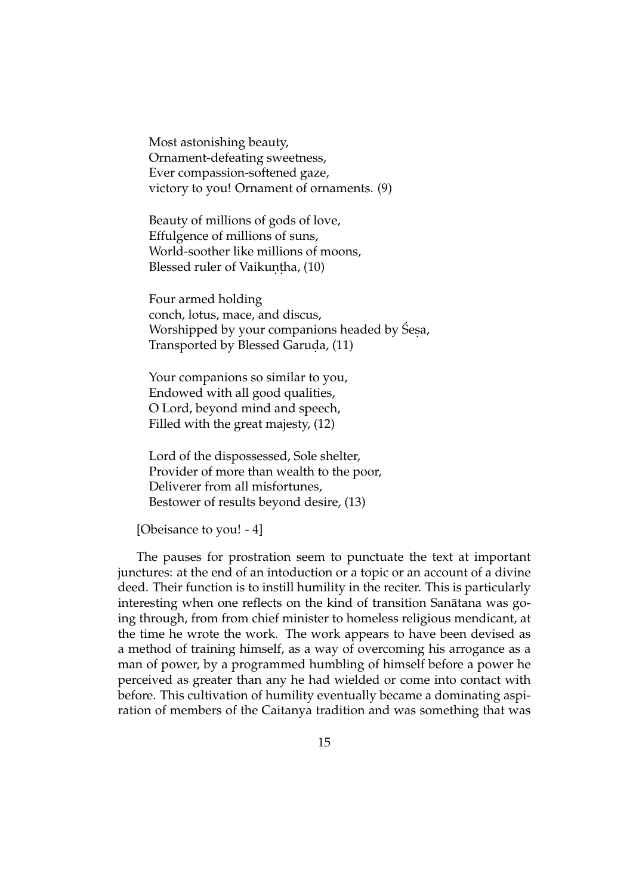Most astonishing beauty,  
Ornament-defeating sweetness,  
Ever compassion-softened gaze,  
victory to you! Ornament of ornaments. (9)

Beauty of millions of gods of love,  
Effulgence of millions of suns,  
World-soother like millions of moons,  
Blessed ruler of Vaikuṇṭha, (10)

Four armed holding  
conch, lotus, mace, and discus,  
Worshipped by your companions headed by Śeṣa,  
Transported by Blessed Garuḍa, (11)

Your companions so similar to you,  
Endowed with all good qualities,  
O Lord, beyond mind and speech,  
Filled with the great majesty, (12)

Lord of the dispossessed, Sole shelter,  
Provider of more than wealth to the poor,  
Deliverer from all misfortunes,  
Bestower of results beyond desire, (13)

[Obeisance to you! - 4]

The pauses for prostration seem to punctuate the text at important junctures: at the end of an intoduction or a topic or an account of a divine deed. Their function is to instill humility in the reciter. This is particularly interesting when one reflects on the kind of transition Sanātana was going through, from from chief minister to homeless religious mendicant, at the time he wrote the work. The work appears to have been devised as a method of training himself, as a way of overcoming his arrogance as a man of power, by a programmed humbling of himself before a power he perceived as greater than any he had wielded or come into contact with before. This cultivation of humility eventually became a dominating aspiration of members of the Caitanya tradition and was something that was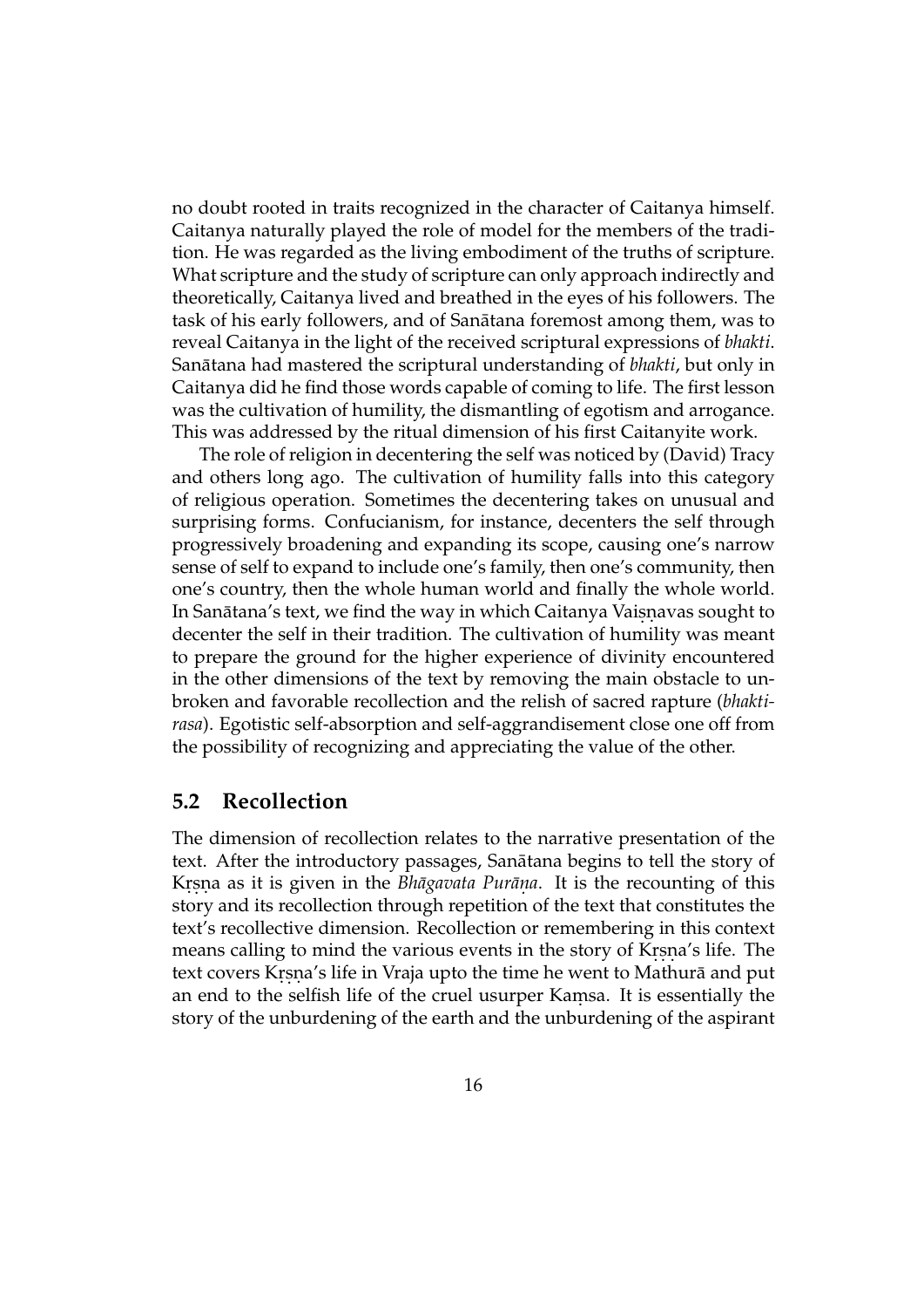no doubt rooted in traits recognized in the character of Caitanya himself. Caitanya naturally played the role of model for the members of the tradition. He was regarded as the living embodiment of the truths of scripture. What scripture and the study of scripture can only approach indirectly and theoretically, Caitanya lived and breathed in the eyes of his followers. The task of his early followers, and of Sanātana foremost among them, was to reveal Caitanya in the light of the received scriptural expressions of *bhakti*. Sanātana had mastered the scriptural understanding of *bhakti*, but only in Caitanya did he find those words capable of coming to life. The first lesson was the cultivation of humility, the dismantling of egotism and arrogance. This was addressed by the ritual dimension of his first Caitanyite work.

The role of religion in decentering the self was noticed by (David) Tracy and others long ago. The cultivation of humility falls into this category of religious operation. Sometimes the decentering takes on unusual and surprising forms. Confucianism, for instance, decenters the self through progressively broadening and expanding its scope, causing one's narrow sense of self to expand to include one's family, then one's community, then one's country, then the whole human world and finally the whole world. In Sanātana's text, we find the way in which Caitanya Vaiṣṇavas sought to decenter the self in their tradition. The cultivation of humility was meant to prepare the ground for the higher experience of divinity encountered in the other dimensions of the text by removing the main obstacle to unbroken and favorable recollection and the relish of sacred rapture (*bhakti-rasa*). Egotistic self-absorption and self-aggrandisement close one off from the possibility of recognizing and appreciating the value of the other.

## 5.2 Recollection

The dimension of recollection relates to the narrative presentation of the text. After the introductory passages, Sanātana begins to tell the story of Kṛṣṇa as it is given in the *Bhāgavata Purāṇa*. It is the recounting of this story and its recollection through repetition of the text that constitutes the text's recollective dimension. Recollection or remembering in this context means calling to mind the various events in the story of Kṛṣṇa's life. The text covers Kṛṣṇa's life in Vraja upto the time he went to Mathurā and put an end to the selfish life of the cruel usurper Kaṃsa. It is essentially the story of the unburdening of the earth and the unburdening of the aspirant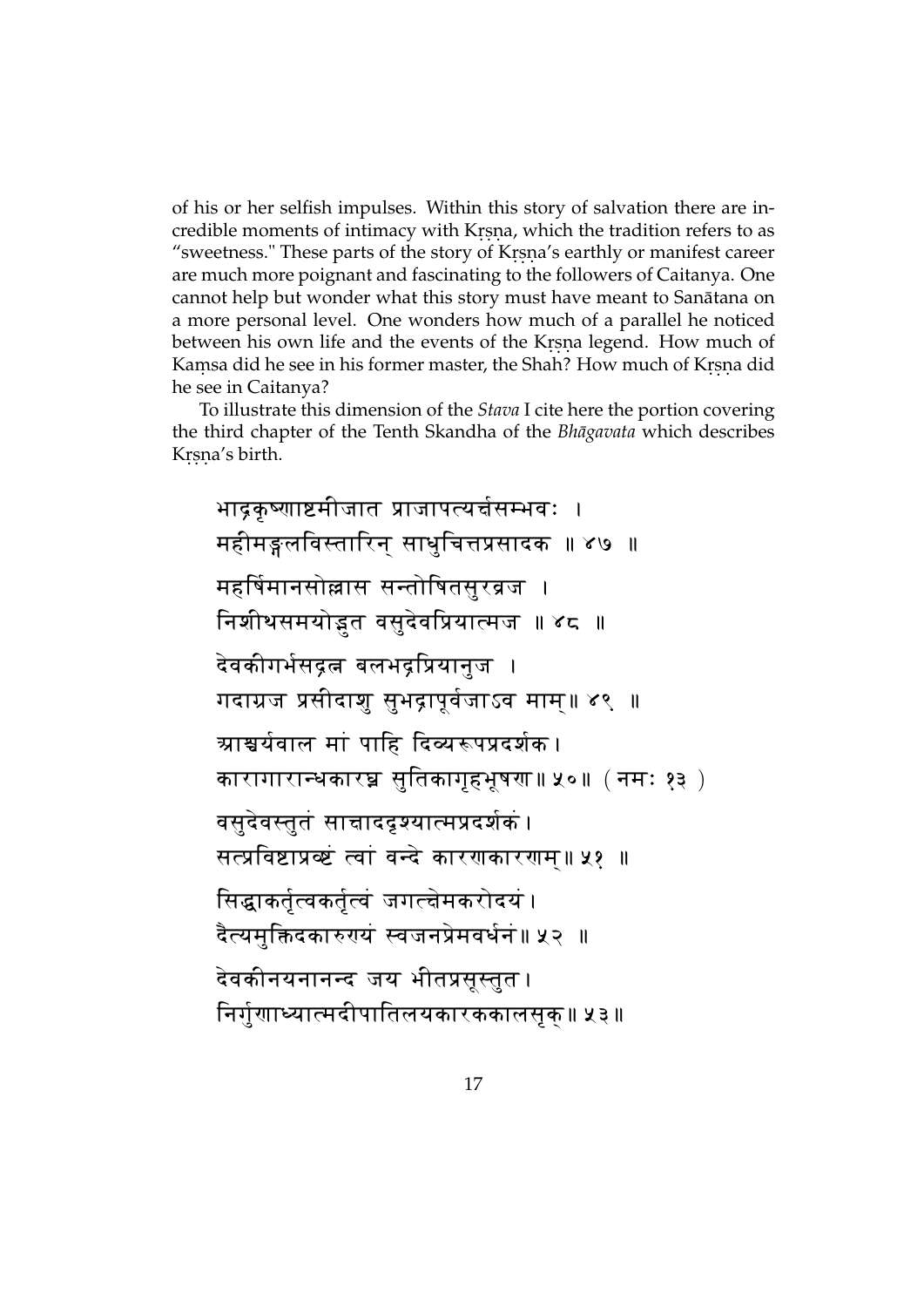of his or her selfish impulses. Within this story of salvation there are incredible moments of intimacy with Kṛṣṇa, which the tradition refers to as "sweetness." These parts of the story of Kṛṣṇa's earthly or manifest career are much more poignant and fascinating to the followers of Caitanya. One cannot help but wonder what this story must have meant to Sanātana on a more personal level. One wonders how much of a parallel he noticed between his own life and the events of the Kṛṣṇa legend. How much of Kaṃsa did he see in his former master, the Shah? How much of Kṛṣṇa did he see in Caitanya?

To illustrate this dimension of the *Stava* I cite here the portion covering the third chapter of the Tenth Skandha of the *Bhāgavata* which describes Kṛṣṇa's birth.

> भाद्रकृष्णाष्टमीजात प्राजापत्यर्चसम्भवः ।
> महीमङ्गलविस्तारिन् साधुचित्तप्रसादक ॥ ४७ ॥
>
> महर्षिमानसोल्लास सन्तोषितसुरव्रज ।
> निशीथसमयोद्भूत वसुदेवप्रियात्मज ॥ ४८ ॥
>
> देवकीगर्भसद्रत्न बलभद्रप्रियानुज ।
> गदाग्रज प्रसीदाशु सुभद्रापूर्वजाऽव माम् ॥ ४९ ॥
>
> आश्चर्यवाल मां पाहि दिव्यरूपप्रदर्शक ।
> कारागारान्धकारघ्न सुतिकागृहभूषण ॥ ५० ॥ (नमः १३)
>
> वसुदेवस्तुतं साक्षाददृश्यात्मप्रदर्शकं ।
> सत्प्रविष्टाप्रवृष्टं त्वां वन्दे कारणकारणम् ॥ ५१ ॥
>
> सिद्धाकर्तृत्वकर्तृत्वं जगत्क्षेमकरोदयं ।
> दैत्यमुक्तिदकारुण्यं स्वजनप्रेमवर्धनं ॥ ५२ ॥
>
> देवकीनयनानन्द जय भीतप्रसूस्तुत ।
> निर्गुणाध्यात्मदीपातिलयकारककालसृक् ॥ ५३ ॥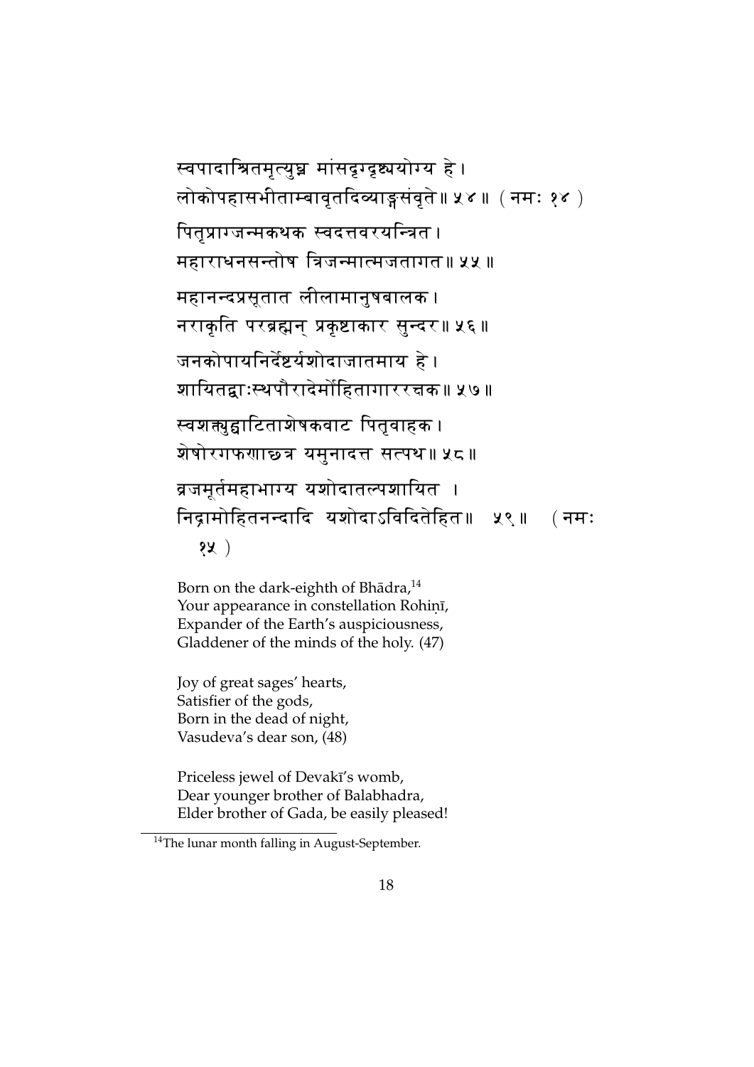स्वपादाश्रितमृत्युघ्न मांसदृग्दृष्ट्ययोग्य हे।
लोकोपहासभीताम्बावृतदिव्याङ्गसंवृते॥ ५४॥ (नमः १४)

पितृप्राग्जन्मकथक स्वदत्तवरयन्त्रित।
महाराधनसन्तोष त्रिजन्मात्मजतागत॥ ५५॥

महानन्दप्रसूतात लीलामानुषबालक।
नराकृति परब्रह्मन् प्रकृष्टाकार सुन्दर॥ ५६॥

जनकोपायनिर्दिष्टयशोदाजातमाय हे।
शायितद्वाःस्थपौरादेर्मोहितागाररक्षक॥ ५७॥

स्वशक्त्युद्घाटिताशेषकवाट पितृवाहक।
शेषोरगफणाछत्र यमुनादत्त सत्पथ॥ ५८॥

व्रजमूर्तमहाभाग्य यशोदातल्पशायित ।
निद्रामोहितनन्दादि यशोदाऽविदितेहित॥ ५९॥ (नमः १५)

Born on the dark-eighth of Bhādra,[14]
Your appearance in constellation Rohiṇī,
Expander of the Earth's auspiciousness,
Gladdener of the minds of the holy. (47)

Joy of great sages' hearts,
Satisfier of the gods,
Born in the dead of night,
Vasudeva's dear son, (48)

Priceless jewel of Devakī's womb,
Dear younger brother of Balabhadra,
Elder brother of Gada, be easily pleased!

[14] The lunar month falling in August-September.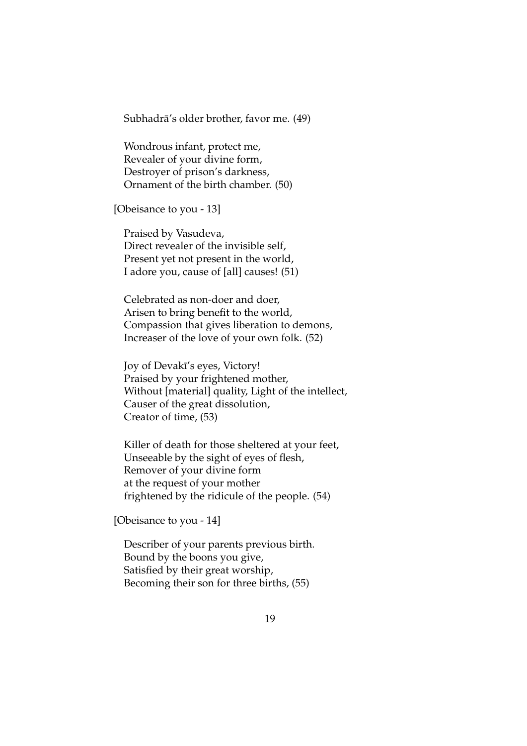Subhadrā's older brother, favor me. (49)

Wondrous infant, protect me,  
Revealer of your divine form,  
Destroyer of prison's darkness,  
Ornament of the birth chamber. (50)

[Obeisance to you - 13]

Praised by Vasudeva,  
Direct revealer of the invisible self,  
Present yet not present in the world,  
I adore you, cause of [all] causes! (51)

Celebrated as non-doer and doer,  
Arisen to bring benefit to the world,  
Compassion that gives liberation to demons,  
Increaser of the love of your own folk. (52)

Joy of Devakī's eyes, Victory!  
Praised by your frightened mother,  
Without [material] quality, Light of the intellect,  
Causer of the great dissolution,  
Creator of time, (53)

Killer of death for those sheltered at your feet,  
Unseeable by the sight of eyes of flesh,  
Remover of your divine form  
at the request of your mother  
frightened by the ridicule of the people. (54)

[Obeisance to you - 14]

Describer of your parents previous birth.  
Bound by the boons you give,  
Satisfied by their great worship,  
Becoming their son for three births, (55)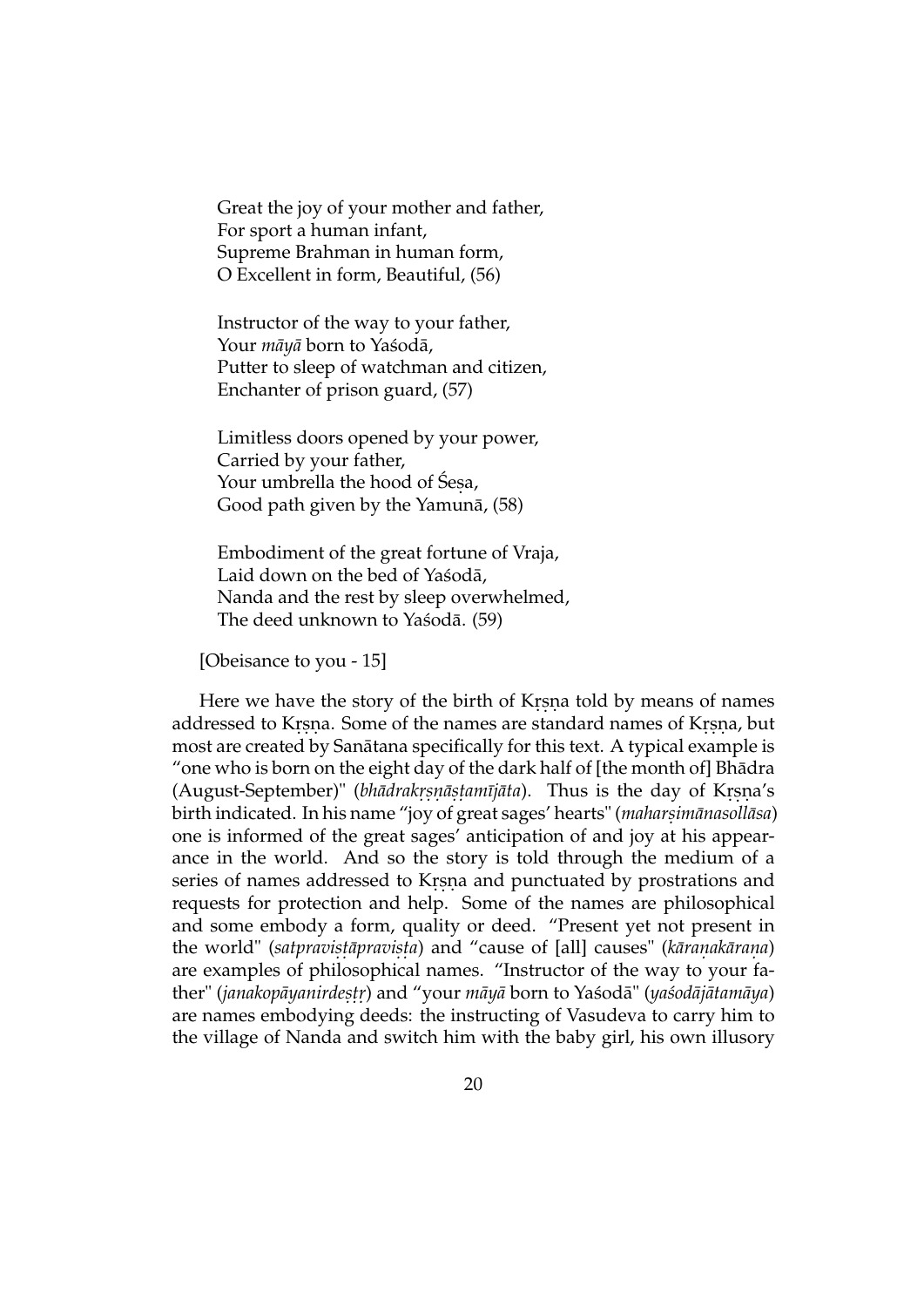Great the joy of your mother and father,  
For sport a human infant,  
Supreme Brahman in human form,  
O Excellent in form, Beautiful, (56)

Instructor of the way to your father,  
Your *māyā* born to Yaśodā,  
Putter to sleep of watchman and citizen,  
Enchanter of prison guard, (57)

Limitless doors opened by your power,  
Carried by your father,  
Your umbrella the hood of Śeṣa,  
Good path given by the Yamunā, (58)

Embodiment of the great fortune of Vraja,  
Laid down on the bed of Yaśodā,  
Nanda and the rest by sleep overwhelmed,  
The deed unknown to Yaśodā. (59)

[Obeisance to you - 15]

Here we have the story of the birth of Kṛṣṇa told by means of names addressed to Kṛṣṇa. Some of the names are standard names of Kṛṣṇa, but most are created by Sanātana specifically for this text. A typical example is "one who is born on the eight day of the dark half of [the month of] Bhādra (August-September)" (*bhādrakṛṣṇāṣṭamījāta*). Thus is the day of Kṛṣṇa's birth indicated. In his name "joy of great sages' hearts" (*maharṣimānasollāsa*) one is informed of the great sages' anticipation of and joy at his appearance in the world. And so the story is told through the medium of a series of names addressed to Kṛṣṇa and punctuated by prostrations and requests for protection and help. Some of the names are philosophical and some embody a form, quality or deed. "Present yet not present in the world" (*satpraviṣṭāpraviṣṭa*) and "cause of [all] causes" (*kāraṇakāraṇa*) are examples of philosophical names. "Instructor of the way to your father" (*janakopāyanirdeṣṭṛ*) and "your *māyā* born to Yaśodā" (*yaśodājātamāya*) are names embodying deeds: the instructing of Vasudeva to carry him to the village of Nanda and switch him with the baby girl, his own illusory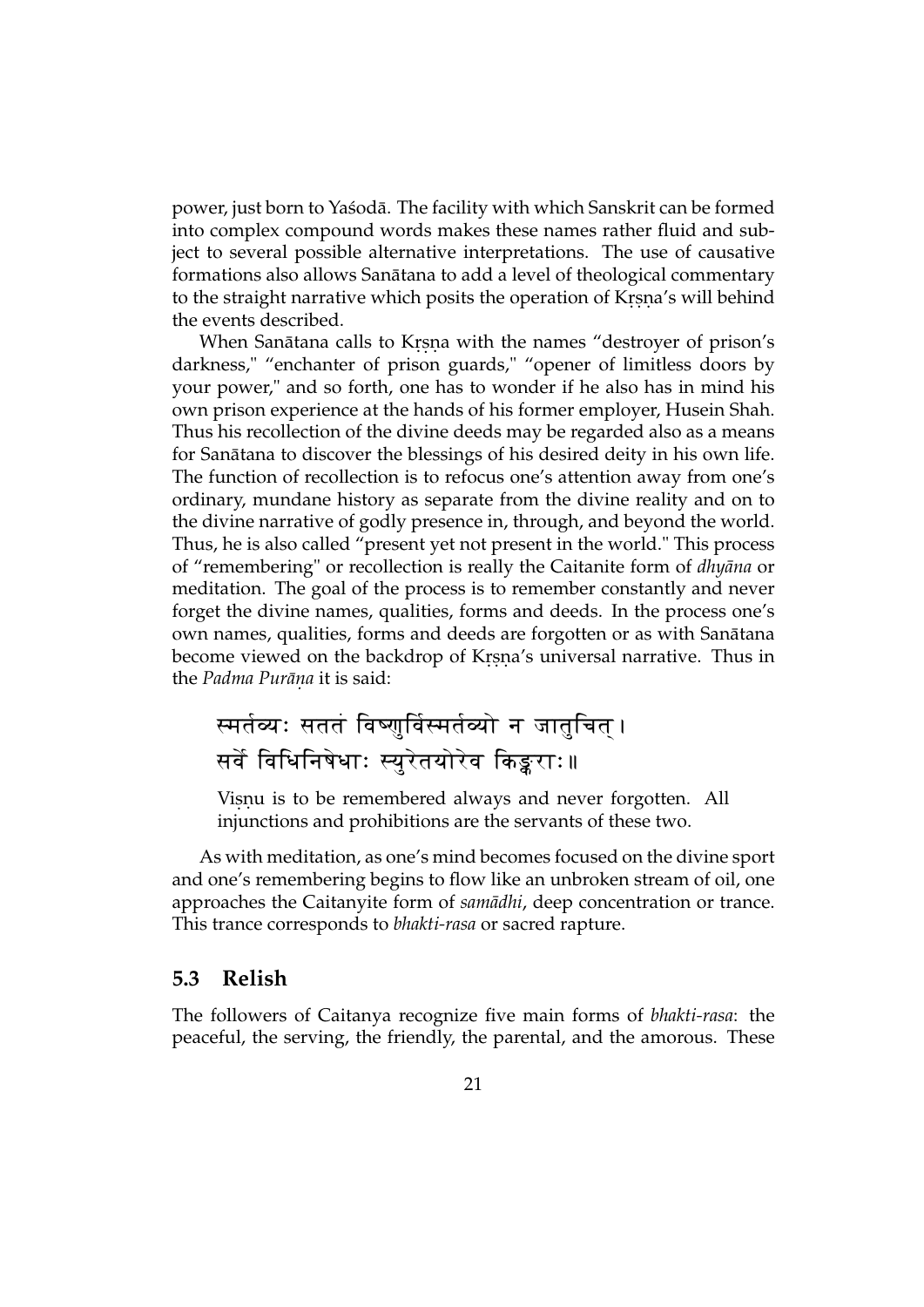power, just born to Yaśodā. The facility with which Sanskrit can be formed into complex compound words makes these names rather fluid and subject to several possible alternative interpretations. The use of causative formations also allows Sanātana to add a level of theological commentary to the straight narrative which posits the operation of Kṛṣṇa's will behind the events described.

When Sanātana calls to Kṛṣṇa with the names "destroyer of prison's darkness," "enchanter of prison guards," "opener of limitless doors by your power," and so forth, one has to wonder if he also has in mind his own prison experience at the hands of his former employer, Husein Shah. Thus his recollection of the divine deeds may be regarded also as a means for Sanātana to discover the blessings of his desired deity in his own life. The function of recollection is to refocus one's attention away from one's ordinary, mundane history as separate from the divine reality and on to the divine narrative of godly presence in, through, and beyond the world. Thus, he is also called "present yet not present in the world." This process of "remembering" or recollection is really the Caitanite form of *dhyāna* or meditation. The goal of the process is to remember constantly and never forget the divine names, qualities, forms and deeds. In the process one's own names, qualities, forms and deeds are forgotten or as with Sanātana become viewed on the backdrop of Kṛṣṇa's universal narrative. Thus in the *Padma Purāṇa* it is said:

स्मर्तव्यः सततं विष्णुर्विस्मर्तव्यो न जातुचित्।
सर्वे विधिनिषेधाः स्युरेतयोरेव किङ्कराः॥

> Viṣṇu is to be remembered always and never forgotten. All injunctions and prohibitions are the servants of these two.

As with meditation, as one's mind becomes focused on the divine sport and one's remembering begins to flow like an unbroken stream of oil, one approaches the Caitanyite form of *samādhi*, deep concentration or trance. This trance corresponds to *bhakti-rasa* or sacred rapture.

## 5.3 Relish

The followers of Caitanya recognize five main forms of *bhakti-rasa*: the peaceful, the serving, the friendly, the parental, and the amorous. These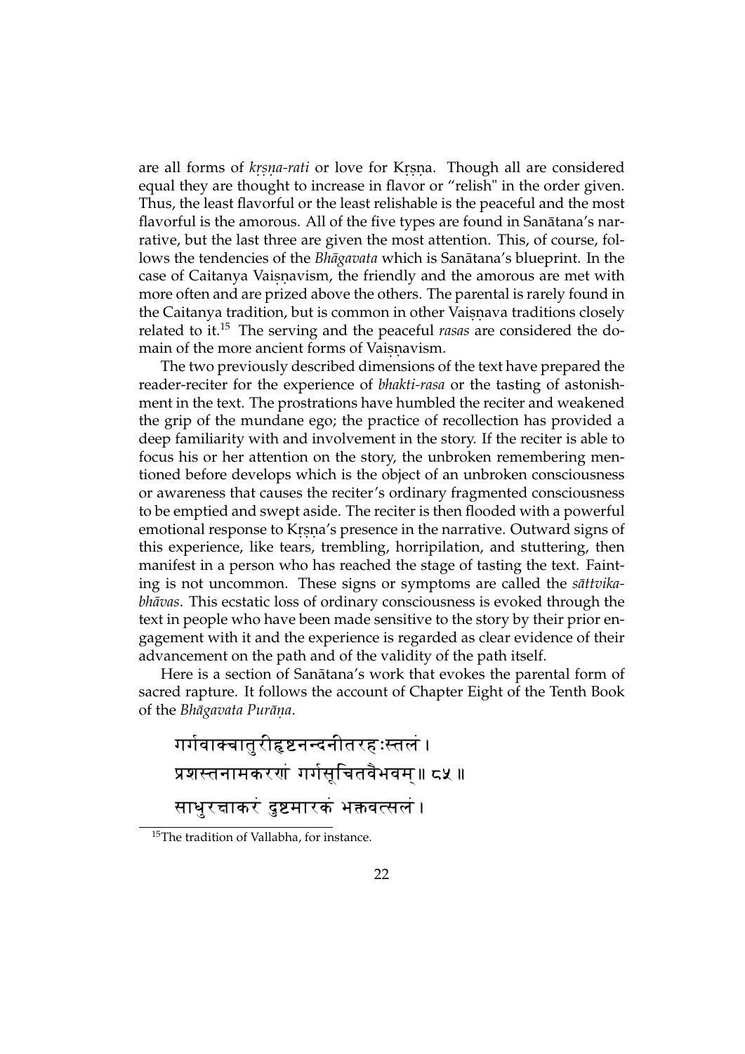are all forms of *kṛṣṇa-rati* or love for Kṛṣṇa. Though all are considered equal they are thought to increase in flavor or "relish" in the order given. Thus, the least flavorful or the least relishable is the peaceful and the most flavorful is the amorous. All of the five types are found in Sanātana's narrative, but the last three are given the most attention. This, of course, follows the tendencies of the *Bhāgavata* which is Sanātana's blueprint. In the case of Caitanya Vaiṣṇavism, the friendly and the amorous are met with more often and are prized above the others. The parental is rarely found in the Caitanya tradition, but is common in other Vaiṣṇava traditions closely related to it.[15] The serving and the peaceful *rasas* are considered the domain of the more ancient forms of Vaiṣṇavism.

The two previously described dimensions of the text have prepared the reader-reciter for the experience of *bhakti-rasa* or the tasting of astonishment in the text. The prostrations have humbled the reciter and weakened the grip of the mundane ego; the practice of recollection has provided a deep familiarity with and involvement in the story. If the reciter is able to focus his or her attention on the story, the unbroken remembering mentioned before develops which is the object of an unbroken consciousness or awareness that causes the reciter's ordinary fragmented consciousness to be emptied and swept aside. The reciter is then flooded with a powerful emotional response to Kṛṣṇa's presence in the narrative. Outward signs of this experience, like tears, trembling, horripilation, and stuttering, then manifest in a person who has reached the stage of tasting the text. Fainting is not uncommon. These signs or symptoms are called the *sāttvika-bhāvas*. This ecstatic loss of ordinary consciousness is evoked through the text in people who have been made sensitive to the story by their prior engagement with it and the experience is regarded as clear evidence of their advancement on the path and of the validity of the path itself.

Here is a section of Sanātana's work that evokes the parental form of sacred rapture. It follows the account of Chapter Eight of the Tenth Book of the *Bhāgavata Purāṇa*.

गर्गवाक्यातुरीहृष्टनन्दनीतरहःस्तलं ।
प्रशस्तनामकरणं गर्गसूचितवैभवम् ॥ ८५ ॥
साधुरक्षाकरं दुष्टमारकं भक्तवत्सलं ।

[15] The tradition of Vallabha, for instance.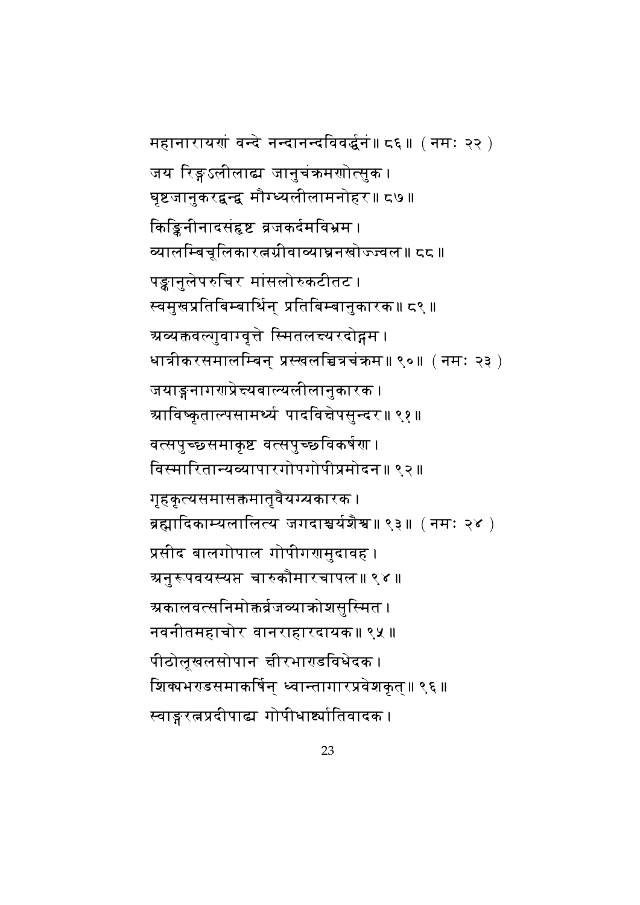महानारायणं वन्दे नन्दानन्दविवर्द्धनं॥ ८६॥ (नमः २२)

जय रिङ्गऽलीलाढ्य जानुचंक्रमणोत्सुक।
घृष्टजानुकरद्वन्द्व मौग्ध्यलीलामनोहर॥ ८७॥

किङ्किनीनादसंहृष्ट व्रजकर्दमविभ्रम।
व्यालम्बिचूलिकारत्नग्रीवाव्याघ्रनखोज्ज्वल॥ ८८॥

पङ्कानुलेपरुचिर मांसलोरुकटीतट।
स्वमुखप्रतिबिम्बार्थिन् प्रतिबिम्बानुकारक॥ ८९॥

अव्यक्तवल्गुवाग्वृत्ते स्मितलक्ष्यरदोद्गम।
धात्रीकरसमालम्बिन् प्रस्खलच्चित्रचंक्रम॥ ९०॥ (नमः २३)

जयाङ्गनागणप्रेक्ष्यबाल्यलीलानुकारक।
आविष्कृताल्पसामर्थ्य पादविक्षेपसुन्दर॥ ९१॥

वत्सपुच्छसमाकृष्ट वत्सपुच्छविकर्षण।
विस्मारितान्यव्यापारगोपगोपीप्रमोदन॥ ९२॥

गृहकृत्यसमासक्तमातृवैयग्र्यकारक।
ब्रह्मादिकाम्यलालित्य जगदाश्चर्यशैश्व॥ ९३॥ (नमः २४)

प्रसीद बालगोपाल गोपीगणमुदावह।
अनुरूपवयस्यस्न चारुकौमारचापल॥ ९४॥

अकालवत्सनिमोक्तर्व्रजव्याक्रोशसुस्मित।
नवनीतमहाचोर वानराहारदायक॥ ९५॥

पीठोलूखलसोपान क्षीरभाण्डविधेदक।
शिक्यभण्डसमाकर्षिन् ध्वान्तागारप्रवेशकृत्॥ ९६॥

स्वाङ्गरत्नप्रदीपाढ्य गोपीधार्ष्ट्यातिवादक।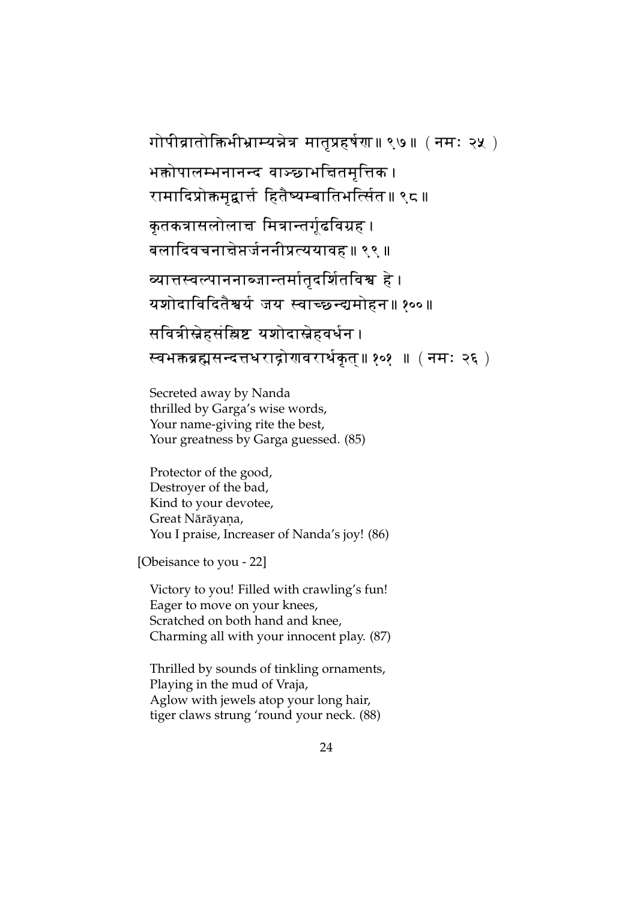गोपीव्रातोक्तिभीभ्राम्यन्नेत्र मातृप्रहर्षण॥ ९७॥ ( नमः २५ )

भक्तोपालम्भनानन्द वाञ्छाभचितमृत्तिक।
रामादिप्रोक्तमृद्वार्त्त हितैष्यम्बातिभर्त्सित॥ ९८॥

कृतकत्रासलोलाक्ष मित्रान्तर्गूढविग्रह।
बलादिवचनाक्षेप्तर्जननीप्रत्ययावह॥ ९९॥

व्यात्तस्वल्पाननाब्जान्तर्मातृदर्शितविश्व हे।
यशोदाविदितैश्वर्य जय स्वाच्छन्द्यमोहन॥ १००॥

सवित्रीस्नेहसंश्लिष्ट यशोदास्नेहवर्धन।
स्वभक्तब्रह्मसन्दत्तधराद्रोणवरार्थकृत्॥ १०१ ॥ ( नमः २६ )

Secreted away by Nanda
thrilled by Garga's wise words,
Your name-giving rite the best,
Your greatness by Garga guessed. (85)

Protector of the good,
Destroyer of the bad,
Kind to your devotee,
Great Nārāyaṇa,
You I praise, Increaser of Nanda's joy! (86)

[Obeisance to you - 22]

Victory to you! Filled with crawling's fun!
Eager to move on your knees,
Scratched on both hand and knee,
Charming all with your innocent play. (87)

Thrilled by sounds of tinkling ornaments,
Playing in the mud of Vraja,
Aglow with jewels atop your long hair,
tiger claws strung 'round your neck. (88)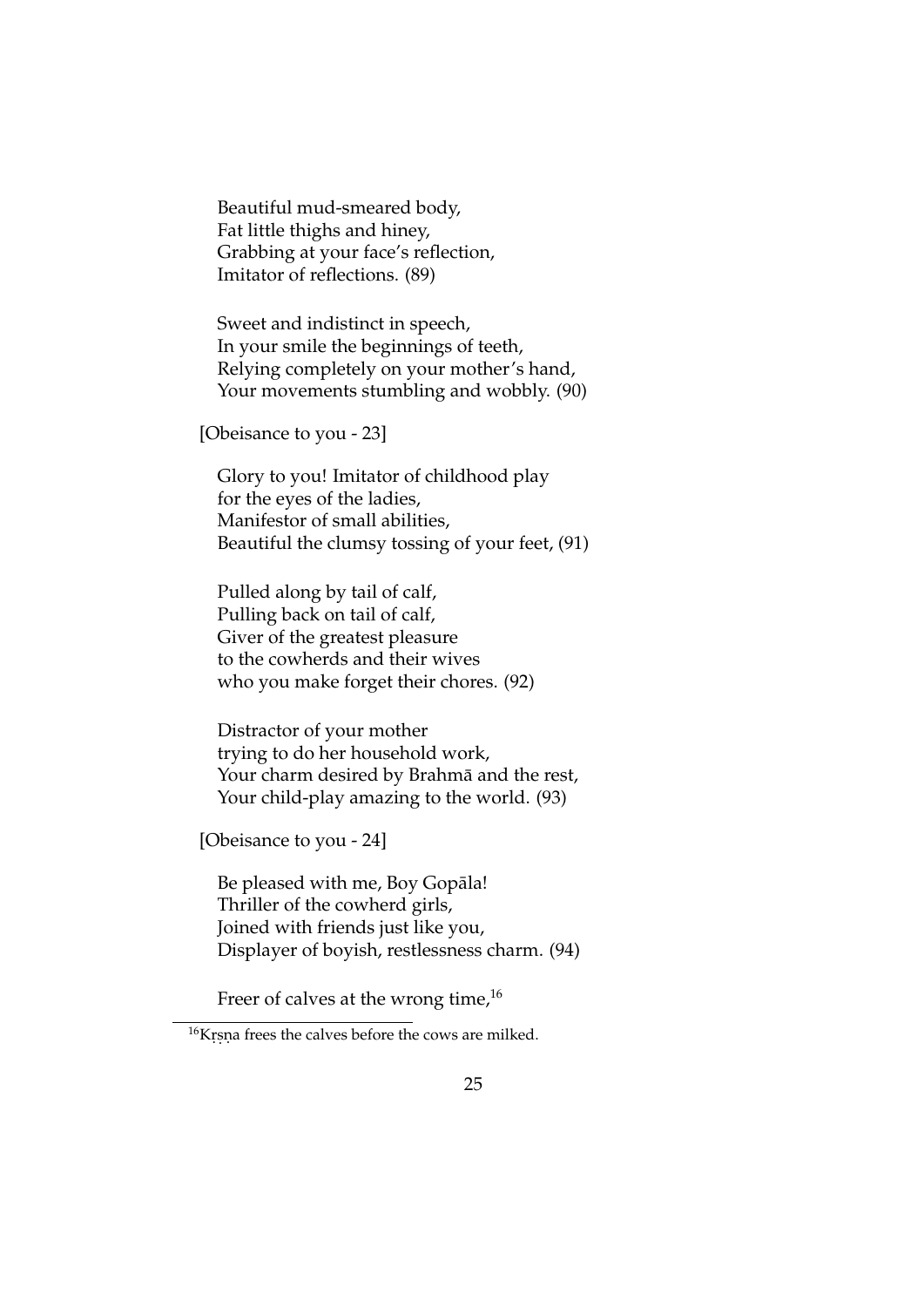Beautiful mud-smeared body,
Fat little thighs and hiney,
Grabbing at your face's reflection,
Imitator of reflections. (89)

Sweet and indistinct in speech,
In your smile the beginnings of teeth,
Relying completely on your mother's hand,
Your movements stumbling and wobbly. (90)

[Obeisance to you - 23]

Glory to you! Imitator of childhood play
for the eyes of the ladies,
Manifestor of small abilities,
Beautiful the clumsy tossing of your feet, (91)

Pulled along by tail of calf,
Pulling back on tail of calf,
Giver of the greatest pleasure
to the cowherds and their wives
who you make forget their chores. (92)

Distractor of your mother
trying to do her household work,
Your charm desired by Brahmā and the rest,
Your child-play amazing to the world. (93)

[Obeisance to you - 24]

Be pleased with me, Boy Gopāla!
Thriller of the cowherd girls,
Joined with friends just like you,
Displayer of boyish, restlessness charm. (94)

Freer of calves at the wrong time,[16]

[16] Kṛṣṇa frees the calves before the cows are milked.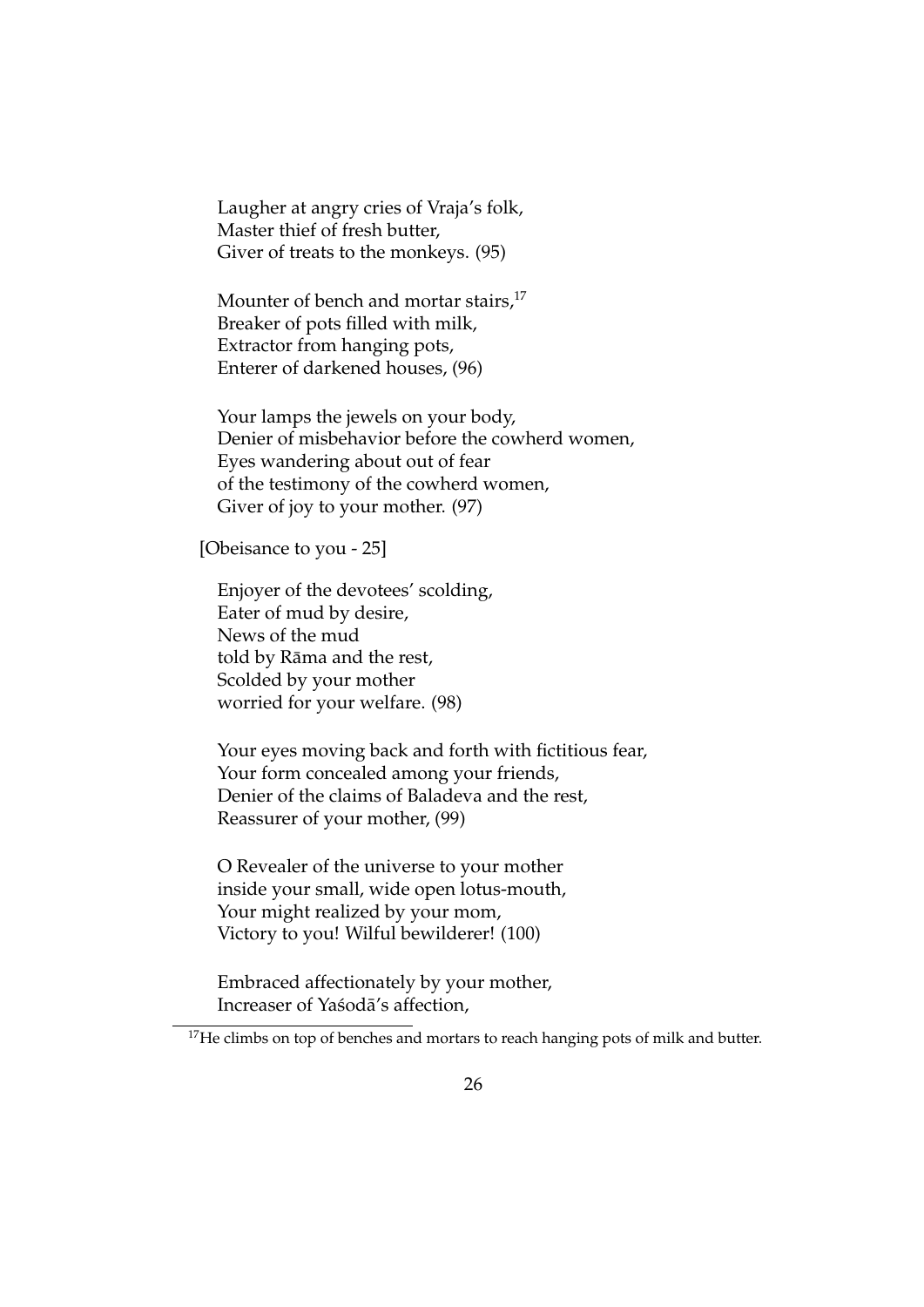Laugher at angry cries of Vraja's folk,  
Master thief of fresh butter,  
Giver of treats to the monkeys. (95)

Mounter of bench and mortar stairs,[17]  
Breaker of pots filled with milk,  
Extractor from hanging pots,  
Enterer of darkened houses, (96)

Your lamps the jewels on your body,  
Denier of misbehavior before the cowherd women,  
Eyes wandering about out of fear  
of the testimony of the cowherd women,  
Giver of joy to your mother. (97)

[Obeisance to you - 25]

Enjoyer of the devotees' scolding,  
Eater of mud by desire,  
News of the mud  
told by Rāma and the rest,  
Scolded by your mother  
worried for your welfare. (98)

Your eyes moving back and forth with fictitious fear,  
Your form concealed among your friends,  
Denier of the claims of Baladeva and the rest,  
Reassurer of your mother, (99)

O Revealer of the universe to your mother  
inside your small, wide open lotus-mouth,  
Your might realized by your mom,  
Victory to you! Wilful bewilderer! (100)

Embraced affectionately by your mother,  
Increaser of Yaśodā's affection,

[17] He climbs on top of benches and mortars to reach hanging pots of milk and butter.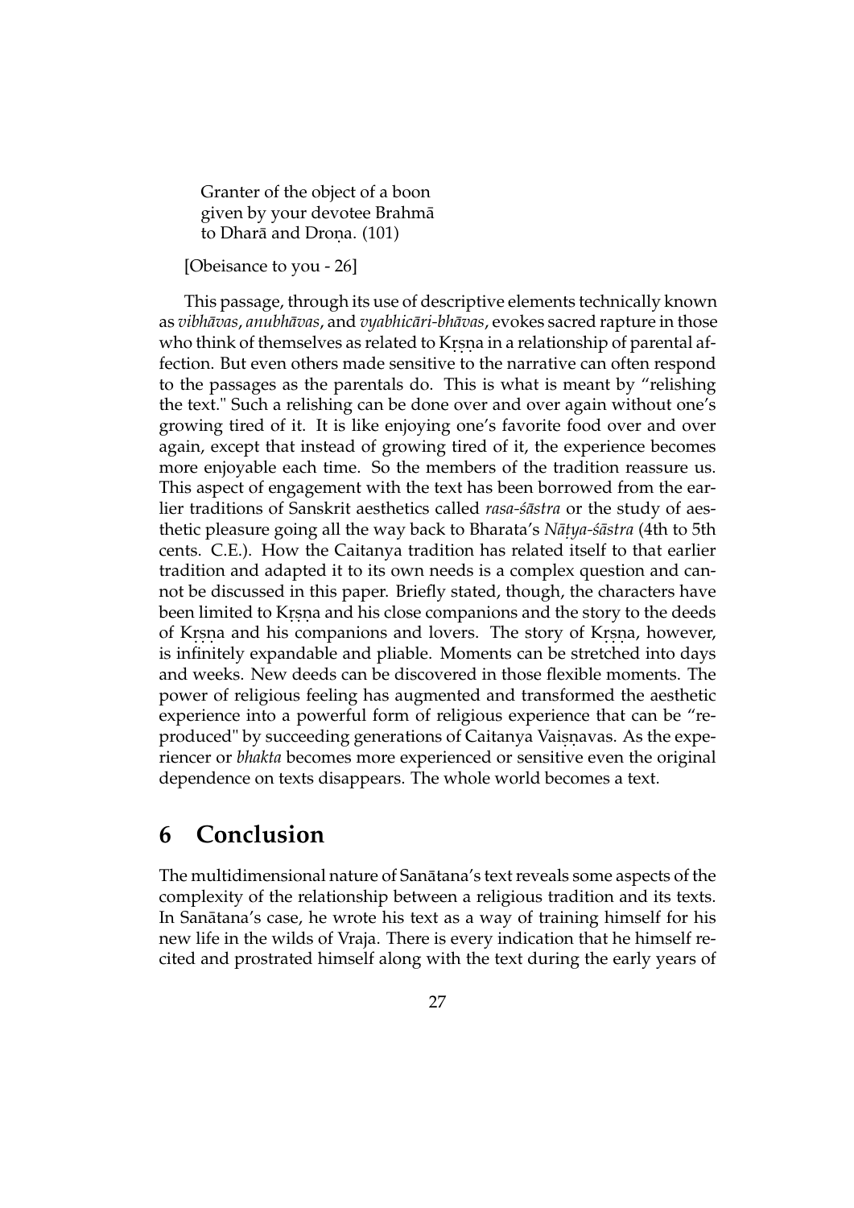Granter of the object of a boon
given by your devotee Brahmā
to Dharā and Droṇa. (101)

[Obeisance to you - 26]

This passage, through its use of descriptive elements technically known as *vibhāvas*, *anubhāvas*, and *vyabhicāri-bhāvas*, evokes sacred rapture in those who think of themselves as related to Kṛṣṇa in a relationship of parental affection. But even others made sensitive to the narrative can often respond to the passages as the parentals do. This is what is meant by "relishing the text." Such a relishing can be done over and over again without one's growing tired of it. It is like enjoying one's favorite food over and over again, except that instead of growing tired of it, the experience becomes more enjoyable each time. So the members of the tradition reassure us. This aspect of engagement with the text has been borrowed from the earlier traditions of Sanskrit aesthetics called *rasa-śāstra* or the study of aesthetic pleasure going all the way back to Bharata's *Nāṭya-śāstra* (4th to 5th cents. C.E.). How the Caitanya tradition has related itself to that earlier tradition and adapted it to its own needs is a complex question and cannot be discussed in this paper. Briefly stated, though, the characters have been limited to Kṛṣṇa and his close companions and the story to the deeds of Kṛṣṇa and his companions and lovers. The story of Kṛṣṇa, however, is infinitely expandable and pliable. Moments can be stretched into days and weeks. New deeds can be discovered in those flexible moments. The power of religious feeling has augmented and transformed the aesthetic experience into a powerful form of religious experience that can be "reproduced" by succeeding generations of Caitanya Vaiṣṇavas. As the experiencer or *bhakta* becomes more experienced or sensitive even the original dependence on texts disappears. The whole world becomes a text.

## 6 Conclusion

The multidimensional nature of Sanātana's text reveals some aspects of the complexity of the relationship between a religious tradition and its texts. In Sanātana's case, he wrote his text as a way of training himself for his new life in the wilds of Vraja. There is every indication that he himself recited and prostrated himself along with the text during the early years of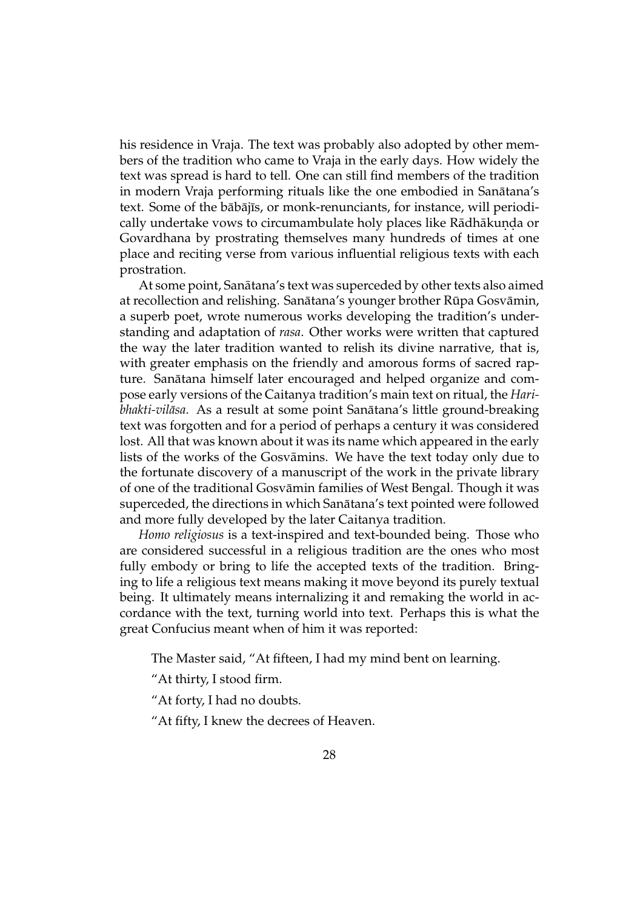his residence in Vraja. The text was probably also adopted by other members of the tradition who came to Vraja in the early days. How widely the text was spread is hard to tell. One can still find members of the tradition in modern Vraja performing rituals like the one embodied in Sanātana's text. Some of the bābājīs, or monk-renunciants, for instance, will periodically undertake vows to circumambulate holy places like Rādhākuṇḍa or Govardhana by prostrating themselves many hundreds of times at one place and reciting verse from various influential religious texts with each prostration.

At some point, Sanātana's text was superceded by other texts also aimed at recollection and relishing. Sanātana's younger brother Rūpa Gosvāmin, a superb poet, wrote numerous works developing the tradition's understanding and adaptation of *rasa*. Other works were written that captured the way the later tradition wanted to relish its divine narrative, that is, with greater emphasis on the friendly and amorous forms of sacred rapture. Sanātana himself later encouraged and helped organize and compose early versions of the Caitanya tradition's main text on ritual, the *Hari-bhakti-vilāsa*. As a result at some point Sanātana's little ground-breaking text was forgotten and for a period of perhaps a century it was considered lost. All that was known about it was its name which appeared in the early lists of the works of the Gosvāmins. We have the text today only due to the fortunate discovery of a manuscript of the work in the private library of one of the traditional Gosvāmin families of West Bengal. Though it was superceded, the directions in which Sanātana's text pointed were followed and more fully developed by the later Caitanya tradition.

*Homo religiosus* is a text-inspired and text-bounded being. Those who are considered successful in a religious tradition are the ones who most fully embody or bring to life the accepted texts of the tradition. Bringing to life a religious text means making it move beyond its purely textual being. It ultimately means internalizing it and remaking the world in accordance with the text, turning world into text. Perhaps this is what the great Confucius meant when of him it was reported:

> The Master said, "At fifteen, I had my mind bent on learning.
>
> "At thirty, I stood firm.
>
> "At forty, I had no doubts.
>
> "At fifty, I knew the decrees of Heaven.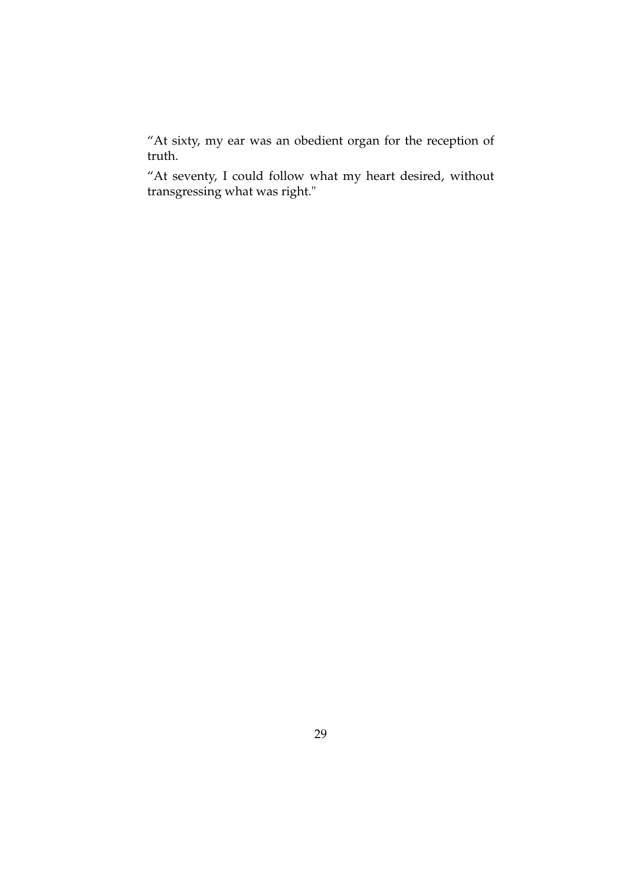"At sixty, my ear was an obedient organ for the reception of truth.

"At seventy, I could follow what my heart desired, without transgressing what was right."